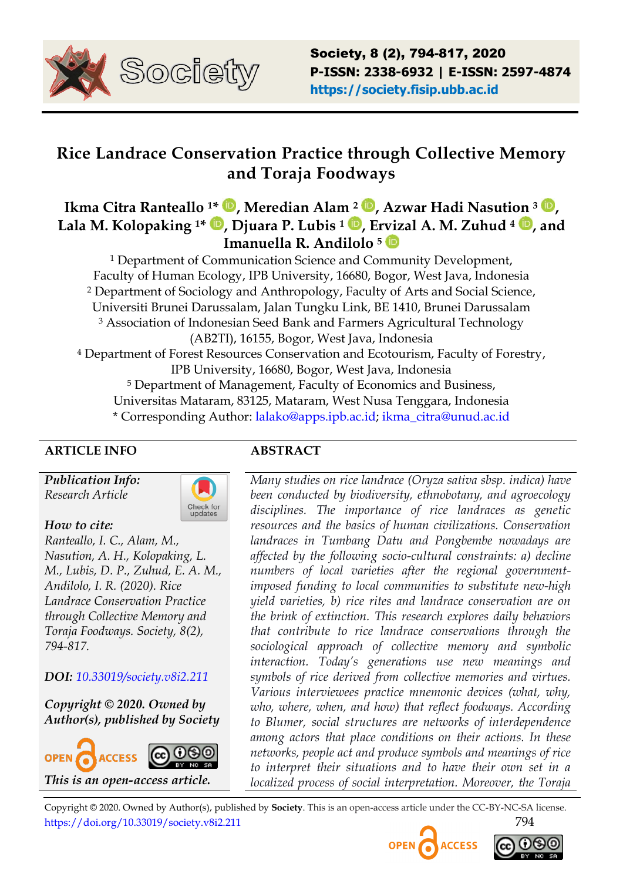# Rice Landrace Conservation Practice through Collective Memory and Toraja Foodways

**Ikma Citra Ranteallo [1*], Meredian Alam [2], Azwar Hadi Nasution [3], Lala M. Kolopaking [1*], Djuara P. Lubis [1], Ervizal A. M. Zuhud [4], and Imanuella R. Andilolo [5]**

[1] Department of Communication Science and Community Development, Faculty of Human Ecology, IPB University, 16680, Bogor, West Java, Indonesia
[2] Department of Sociology and Anthropology, Faculty of Arts and Social Science, Universiti Brunei Darussalam, Jalan Tungku Link, BE 1410, Brunei Darussalam
[3] Association of Indonesian Seed Bank and Farmers Agricultural Technology (AB2TI), 16155, Bogor, West Java, Indonesia
[4] Department of Forest Resources Conservation and Ecotourism, Faculty of Forestry, IPB University, 16680, Bogor, West Java, Indonesia
[5] Department of Management, Faculty of Economics and Business, Universitas Mataram, 83125, Mataram, West Nusa Tenggara, Indonesia
* Corresponding Author: lalako@apps.ipb.ac.id; ikma_citra@unud.ac.id

## ARTICLE INFO

***Publication Info:***
*Research Article*

***How to cite:***
*Ranteallo, I. C., Alam, M., Nasution, A. H., Kolopaking, L. M., Lubis, D. P., Zuhud, E. A. M., Andilolo, I. R. (2020). Rice Landrace Conservation Practice through Collective Memory and Toraja Foodways. Society, 8(2), 794-817.*

***DOI:*** *10.33019/society.v8i2.211*

***Copyright © 2020. Owned by Author(s), published by Society***

*This is an open-access article.*

## ABSTRACT

*Many studies on rice landrace (Oryza sativa sbsp. indica) have been conducted by biodiversity, ethnobotany, and agroecology disciplines. The importance of rice landraces as genetic resources and the basics of human civilizations. Conservation landraces in Tumbang Datu and Pongbembe nowadays are affected by the following socio-cultural constraints: a) decline numbers of local varieties after the regional government-imposed funding to local communities to substitute new-high yield varieties, b) rice rites and landrace conservation are on the brink of extinction. This research explores daily behaviors that contribute to rice landrace conservations through the sociological approach of collective memory and symbolic interaction. Today's generations use new meanings and symbols of rice derived from collective memories and virtues. Various interviewees practice mnemonic devices (what, why, who, where, when, and how) that reflect foodways. According to Blumer, social structures are networks of interdependence among actors that place conditions on their actions. In these networks, people act and produce symbols and meanings of rice to interpret their situations and to have their own set in a localized process of social interpretation. Moreover, the Toraja*

Copyright © 2020. Owned by Author(s), published by **Society**. This is an open-access article under the CC-BY-NC-SA license.
https://doi.org/10.33019/society.v8i2.211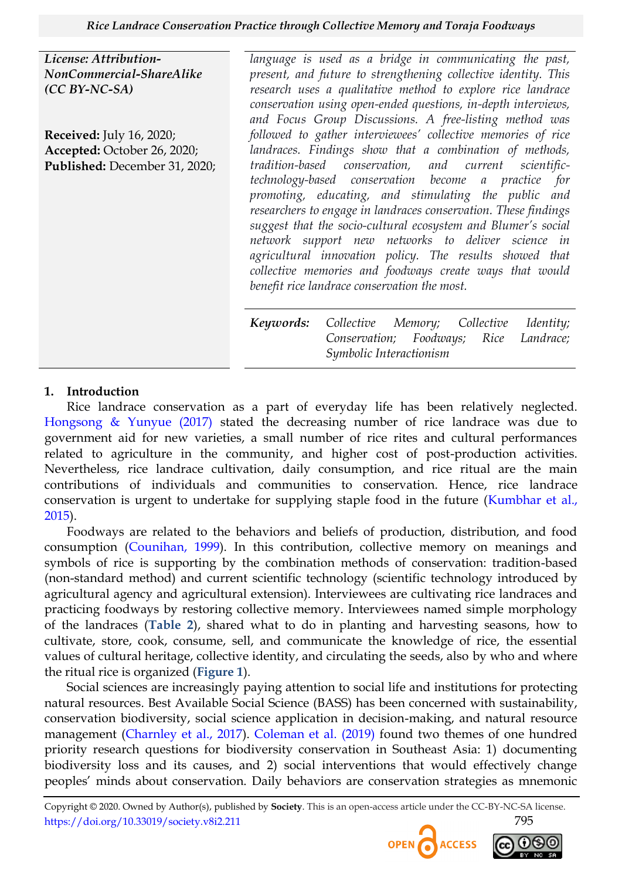License: Attribution-NonCommercial-ShareAlike (CC BY-NC-SA)

**Received:** July 16, 2020;
**Accepted:** October 26, 2020;
**Published:** December 31, 2020;

*language is used as a bridge in communicating the past, present, and future to strengthening collective identity. This research uses a qualitative method to explore rice landrace conservation using open-ended questions, in-depth interviews, and Focus Group Discussions. A free-listing method was followed to gather interviewees' collective memories of rice landraces. Findings show that a combination of methods, tradition-based conservation, and current scientific-technology-based conservation become a practice for promoting, educating, and stimulating the public and researchers to engage in landraces conservation. These findings suggest that the socio-cultural ecosystem and Blumer's social network support new networks to deliver science in agricultural innovation policy. The results showed that collective memories and foodways create ways that would benefit rice landrace conservation the most.*

**Keywords:** *Collective Memory; Collective Identity; Conservation; Foodways; Rice Landrace; Symbolic Interactionism*

## 1. Introduction

Rice landrace conservation as a part of everyday life has been relatively neglected. Hongsong & Yunyue (2017) stated the decreasing number of rice landrace was due to government aid for new varieties, a small number of rice rites and cultural performances related to agriculture in the community, and higher cost of post-production activities. Nevertheless, rice landrace cultivation, daily consumption, and rice ritual are the main contributions of individuals and communities to conservation. Hence, rice landrace conservation is urgent to undertake for supplying staple food in the future (Kumbhar et al., 2015).

Foodways are related to the behaviors and beliefs of production, distribution, and food consumption (Counihan, 1999). In this contribution, collective memory on meanings and symbols of rice is supporting by the combination methods of conservation: tradition-based (non-standard method) and current scientific technology (scientific technology introduced by agricultural agency and agricultural extension). Interviewees are cultivating rice landraces and practicing foodways by restoring collective memory. Interviewees named simple morphology of the landraces (**Table 2**), shared what to do in planting and harvesting seasons, how to cultivate, store, cook, consume, sell, and communicate the knowledge of rice, the essential values of cultural heritage, collective identity, and circulating the seeds, also by who and where the ritual rice is organized (**Figure 1**).

Social sciences are increasingly paying attention to social life and institutions for protecting natural resources. Best Available Social Science (BASS) has been concerned with sustainability, conservation biodiversity, social science application in decision-making, and natural resource management (Charnley et al., 2017). Coleman et al. (2019) found two themes of one hundred priority research questions for biodiversity conservation in Southeast Asia: 1) documenting biodiversity loss and its causes, and 2) social interventions that would effectively change peoples' minds about conservation. Daily behaviors are conservation strategies as mnemonic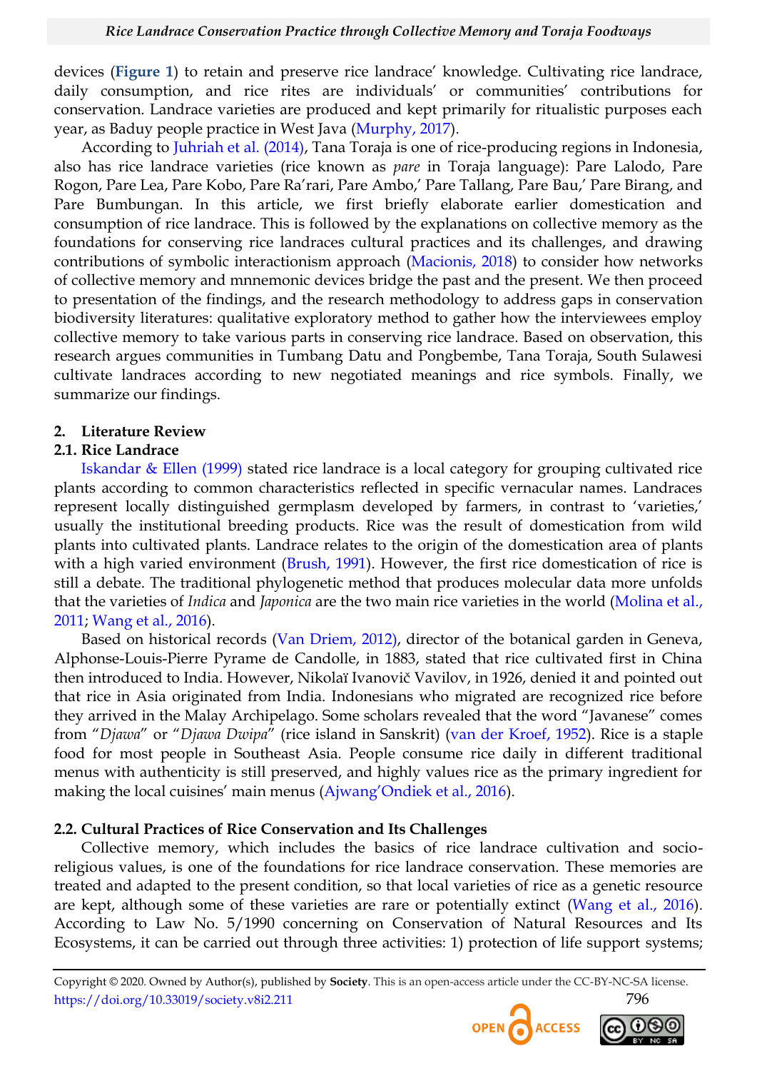devices (**Figure 1**) to retain and preserve rice landrace' knowledge. Cultivating rice landrace, daily consumption, and rice rites are individuals' or communities' contributions for conservation. Landrace varieties are produced and kept primarily for ritualistic purposes each year, as Baduy people practice in West Java (Murphy, 2017).

According to Juhriah et al. (2014), Tana Toraja is one of rice-producing regions in Indonesia, also has rice landrace varieties (rice known as *pare* in Toraja language): Pare Lalodo, Pare Rogon, Pare Lea, Pare Kobo, Pare Ra'rari, Pare Ambo,' Pare Tallang, Pare Bau,' Pare Birang, and Pare Bumbungan. In this article, we first briefly elaborate earlier domestication and consumption of rice landrace. This is followed by the explanations on collective memory as the foundations for conserving rice landraces cultural practices and its challenges, and drawing contributions of symbolic interactionism approach (Macionis, 2018) to consider how networks of collective memory and mnnemonic devices bridge the past and the present. We then proceed to presentation of the findings, and the research methodology to address gaps in conservation biodiversity literatures: qualitative exploratory method to gather how the interviewees employ collective memory to take various parts in conserving rice landrace. Based on observation, this research argues communities in Tumbang Datu and Pongbembe, Tana Toraja, South Sulawesi cultivate landraces according to new negotiated meanings and rice symbols. Finally, we summarize our findings.

## 2. Literature Review

### 2.1. Rice Landrace

Iskandar & Ellen (1999) stated rice landrace is a local category for grouping cultivated rice plants according to common characteristics reflected in specific vernacular names. Landraces represent locally distinguished germplasm developed by farmers, in contrast to 'varieties,' usually the institutional breeding products. Rice was the result of domestication from wild plants into cultivated plants. Landrace relates to the origin of the domestication area of plants with a high varied environment (Brush, 1991). However, the first rice domestication of rice is still a debate. The traditional phylogenetic method that produces molecular data more unfolds that the varieties of *Indica* and *Japonica* are the two main rice varieties in the world (Molina et al., 2011; Wang et al., 2016).

Based on historical records (Van Driem, 2012), director of the botanical garden in Geneva, Alphonse-Louis-Pierre Pyrame de Candolle, in 1883, stated that rice cultivated first in China then introduced to India. However, Nikolaï Ivanovič Vavilov, in 1926, denied it and pointed out that rice in Asia originated from India. Indonesians who migrated are recognized rice before they arrived in the Malay Archipelago. Some scholars revealed that the word "Javanese" comes from "*Djawa*" or "*Djawa Dwipa*" (rice island in Sanskrit) (van der Kroef, 1952). Rice is a staple food for most people in Southeast Asia. People consume rice daily in different traditional menus with authenticity is still preserved, and highly values rice as the primary ingredient for making the local cuisines' main menus (Ajwang'Ondiek et al., 2016).

### 2.2. Cultural Practices of Rice Conservation and Its Challenges

Collective memory, which includes the basics of rice landrace cultivation and socio-religious values, is one of the foundations for rice landrace conservation. These memories are treated and adapted to the present condition, so that local varieties of rice as a genetic resource are kept, although some of these varieties are rare or potentially extinct (Wang et al., 2016). According to Law No. 5/1990 concerning on Conservation of Natural Resources and Its Ecosystems, it can be carried out through three activities: 1) protection of life support systems;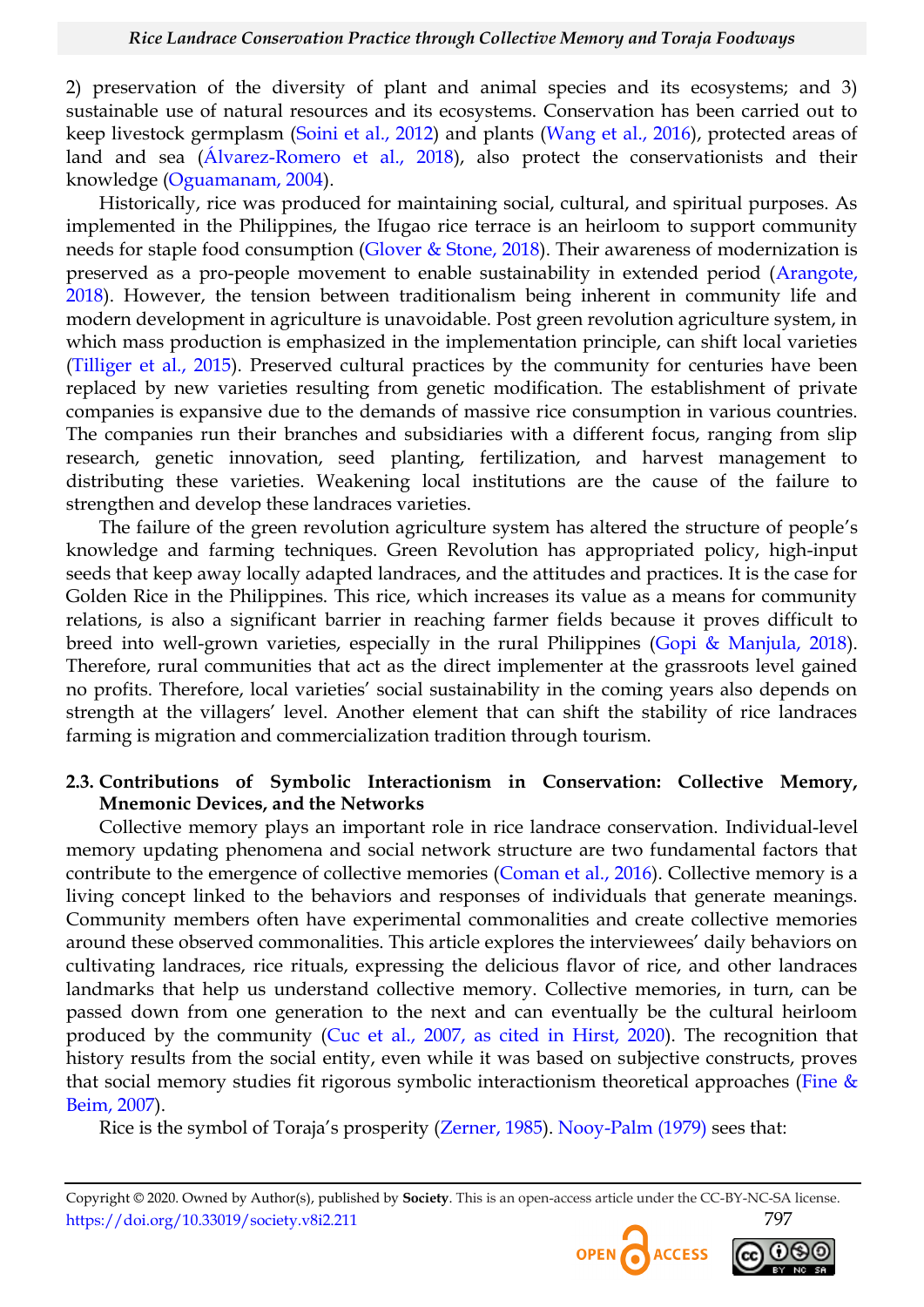2) preservation of the diversity of plant and animal species and its ecosystems; and 3) sustainable use of natural resources and its ecosystems. Conservation has been carried out to keep livestock germplasm (Soini et al., 2012) and plants (Wang et al., 2016), protected areas of land and sea (Álvarez-Romero et al., 2018), also protect the conservationists and their knowledge (Oguamanam, 2004).

Historically, rice was produced for maintaining social, cultural, and spiritual purposes. As implemented in the Philippines, the Ifugao rice terrace is an heirloom to support community needs for staple food consumption (Glover & Stone, 2018). Their awareness of modernization is preserved as a pro-people movement to enable sustainability in extended period (Arangote, 2018). However, the tension between traditionalism being inherent in community life and modern development in agriculture is unavoidable. Post green revolution agriculture system, in which mass production is emphasized in the implementation principle, can shift local varieties (Tilliger et al., 2015). Preserved cultural practices by the community for centuries have been replaced by new varieties resulting from genetic modification. The establishment of private companies is expansive due to the demands of massive rice consumption in various countries. The companies run their branches and subsidiaries with a different focus, ranging from slip research, genetic innovation, seed planting, fertilization, and harvest management to distributing these varieties. Weakening local institutions are the cause of the failure to strengthen and develop these landraces varieties.

The failure of the green revolution agriculture system has altered the structure of people's knowledge and farming techniques. Green Revolution has appropriated policy, high-input seeds that keep away locally adapted landraces, and the attitudes and practices. It is the case for Golden Rice in the Philippines. This rice, which increases its value as a means for community relations, is also a significant barrier in reaching farmer fields because it proves difficult to breed into well-grown varieties, especially in the rural Philippines (Gopi & Manjula, 2018). Therefore, rural communities that act as the direct implementer at the grassroots level gained no profits. Therefore, local varieties' social sustainability in the coming years also depends on strength at the villagers' level. Another element that can shift the stability of rice landraces farming is migration and commercialization tradition through tourism.

### 2.3. Contributions of Symbolic Interactionism in Conservation: Collective Memory, Mnemonic Devices, and the Networks

Collective memory plays an important role in rice landrace conservation. Individual-level memory updating phenomena and social network structure are two fundamental factors that contribute to the emergence of collective memories (Coman et al., 2016). Collective memory is a living concept linked to the behaviors and responses of individuals that generate meanings. Community members often have experimental commonalities and create collective memories around these observed commonalities. This article explores the interviewees' daily behaviors on cultivating landraces, rice rituals, expressing the delicious flavor of rice, and other landraces landmarks that help us understand collective memory. Collective memories, in turn, can be passed down from one generation to the next and can eventually be the cultural heirloom produced by the community (Cuc et al., 2007, as cited in Hirst, 2020). The recognition that history results from the social entity, even while it was based on subjective constructs, proves that social memory studies fit rigorous symbolic interactionism theoretical approaches (Fine & Beim, 2007).

Rice is the symbol of Toraja's prosperity (Zerner, 1985). Nooy-Palm (1979) sees that: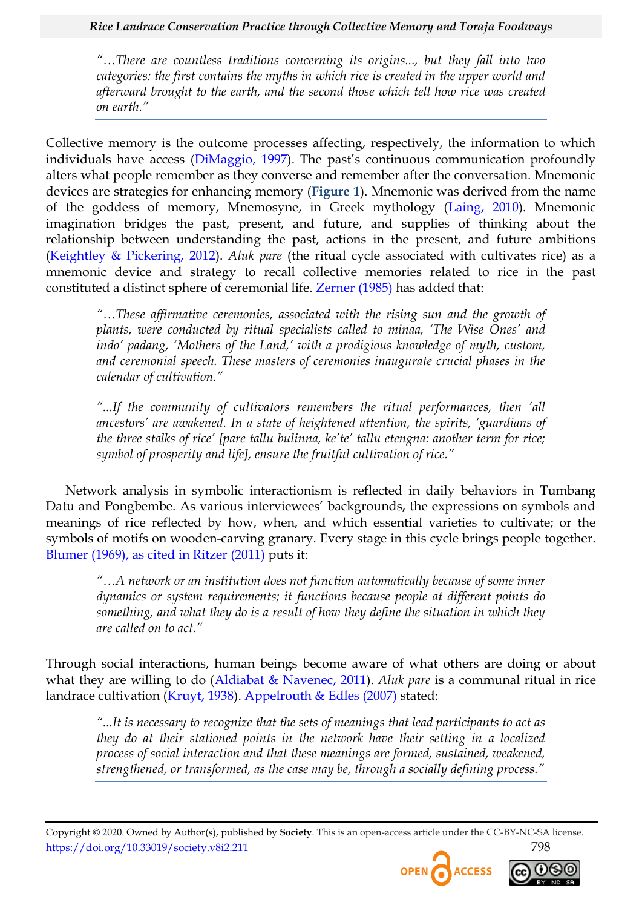> "…There are countless traditions concerning its origins..., but they fall into two categories: the first contains the myths in which rice is created in the upper world and afterward brought to the earth, and the second those which tell how rice was created on earth."

Collective memory is the outcome processes affecting, respectively, the information to which individuals have access (DiMaggio, 1997). The past's continuous communication profoundly alters what people remember as they converse and remember after the conversation. Mnemonic devices are strategies for enhancing memory (**Figure 1**). Mnemonic was derived from the name of the goddess of memory, Mnemosyne, in Greek mythology (Laing, 2010). Mnemonic imagination bridges the past, present, and future, and supplies of thinking about the relationship between understanding the past, actions in the present, and future ambitions (Keightley & Pickering, 2012). *Aluk pare* (the ritual cycle associated with cultivates rice) as a mnemonic device and strategy to recall collective memories related to rice in the past constituted a distinct sphere of ceremonial life. Zerner (1985) has added that:

> "…These affirmative ceremonies, associated with the rising sun and the growth of plants, were conducted by ritual specialists called to minaa, 'The Wise Ones' and indo' padang, 'Mothers of the Land,' with a prodigious knowledge of myth, custom, and ceremonial speech. These masters of ceremonies inaugurate crucial phases in the calendar of cultivation."

> "...If the community of cultivators remembers the ritual performances, then 'all ancestors' are awakened. In a state of heightened attention, the spirits, 'guardians of the three stalks of rice' [pare tallu bulinna, ke'te' tallu etengna: another term for rice; symbol of prosperity and life], ensure the fruitful cultivation of rice."

Network analysis in symbolic interactionism is reflected in daily behaviors in Tumbang Datu and Pongbembe. As various interviewees' backgrounds, the expressions on symbols and meanings of rice reflected by how, when, and which essential varieties to cultivate; or the symbols of motifs on wooden-carving granary. Every stage in this cycle brings people together. Blumer (1969), as cited in Ritzer (2011) puts it:

> "…A network or an institution does not function automatically because of some inner dynamics or system requirements; it functions because people at different points do something, and what they do is a result of how they define the situation in which they are called on to act."

Through social interactions, human beings become aware of what others are doing or about what they are willing to do (Aldiabat & Navenec, 2011). *Aluk pare* is a communal ritual in rice landrace cultivation (Kruyt, 1938). Appelrouth & Edles (2007) stated:

> "...It is necessary to recognize that the sets of meanings that lead participants to act as they do at their stationed points in the network have their setting in a localized process of social interaction and that these meanings are formed, sustained, weakened, strengthened, or transformed, as the case may be, through a socially defining process."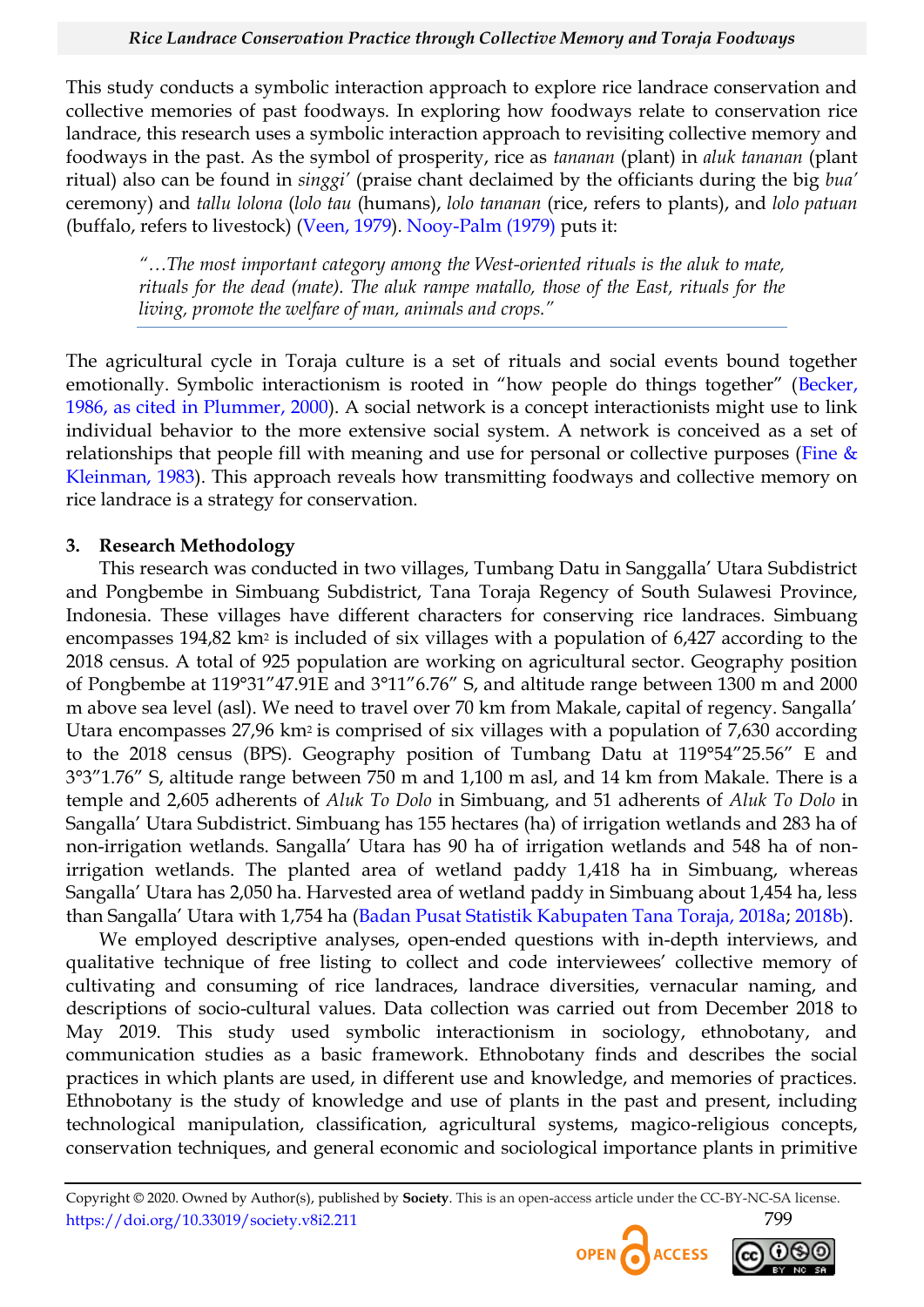This study conducts a symbolic interaction approach to explore rice landrace conservation and collective memories of past foodways. In exploring how foodways relate to conservation rice landrace, this research uses a symbolic interaction approach to revisiting collective memory and foodways in the past. As the symbol of prosperity, rice as *tananan* (plant) in *aluk tananan* (plant ritual) also can be found in *singgi'* (praise chant declaimed by the officiants during the big *bua'* ceremony) and *tallu lolona* (*lolo tau* (humans), *lolo tananan* (rice, refers to plants), and *lolo patuan* (buffalo, refers to livestock) (Veen, 1979). Nooy-Palm (1979) puts it:

> *"…The most important category among the West-oriented rituals is the aluk to mate, rituals for the dead (mate). The aluk rampe matallo, those of the East, rituals for the living, promote the welfare of man, animals and crops."*

The agricultural cycle in Toraja culture is a set of rituals and social events bound together emotionally. Symbolic interactionism is rooted in "how people do things together" (Becker, 1986, as cited in Plummer, 2000). A social network is a concept interactionists might use to link individual behavior to the more extensive social system. A network is conceived as a set of relationships that people fill with meaning and use for personal or collective purposes (Fine & Kleinman, 1983). This approach reveals how transmitting foodways and collective memory on rice landrace is a strategy for conservation.

## 3. Research Methodology

This research was conducted in two villages, Tumbang Datu in Sanggalla' Utara Subdistrict and Pongbembe in Simbuang Subdistrict, Tana Toraja Regency of South Sulawesi Province, Indonesia. These villages have different characters for conserving rice landraces. Simbuang encompasses 194,82 km$^2$ is included of six villages with a population of 6,427 according to the 2018 census. A total of 925 population are working on agricultural sector. Geography position of Pongbembe at 119°31"47.91E and 3°11"6.76" S, and altitude range between 1300 m and 2000 m above sea level (asl). We need to travel over 70 km from Makale, capital of regency. Sangalla' Utara encompasses 27,96 km$^2$ is comprised of six villages with a population of 7,630 according to the 2018 census (BPS). Geography position of Tumbang Datu at 119°54"25.56" E and 3°3"1.76" S, altitude range between 750 m and 1,100 m asl, and 14 km from Makale. There is a temple and 2,605 adherents of *Aluk To Dolo* in Simbuang, and 51 adherents of *Aluk To Dolo* in Sangalla' Utara Subdistrict. Simbuang has 155 hectares (ha) of irrigation wetlands and 283 ha of non-irrigation wetlands. Sangalla' Utara has 90 ha of irrigation wetlands and 548 ha of non-irrigation wetlands. The planted area of wetland paddy 1,418 ha in Simbuang, whereas Sangalla' Utara has 2,050 ha. Harvested area of wetland paddy in Simbuang about 1,454 ha, less than Sangalla' Utara with 1,754 ha (Badan Pusat Statistik Kabupaten Tana Toraja, 2018a; 2018b).

We employed descriptive analyses, open-ended questions with in-depth interviews, and qualitative technique of free listing to collect and code interviewees' collective memory of cultivating and consuming of rice landraces, landrace diversities, vernacular naming, and descriptions of socio-cultural values. Data collection was carried out from December 2018 to May 2019. This study used symbolic interactionism in sociology, ethnobotany, and communication studies as a basic framework. Ethnobotany finds and describes the social practices in which plants are used, in different use and knowledge, and memories of practices. Ethnobotany is the study of knowledge and use of plants in the past and present, including technological manipulation, classification, agricultural systems, magico-religious concepts, conservation techniques, and general economic and sociological importance plants in primitive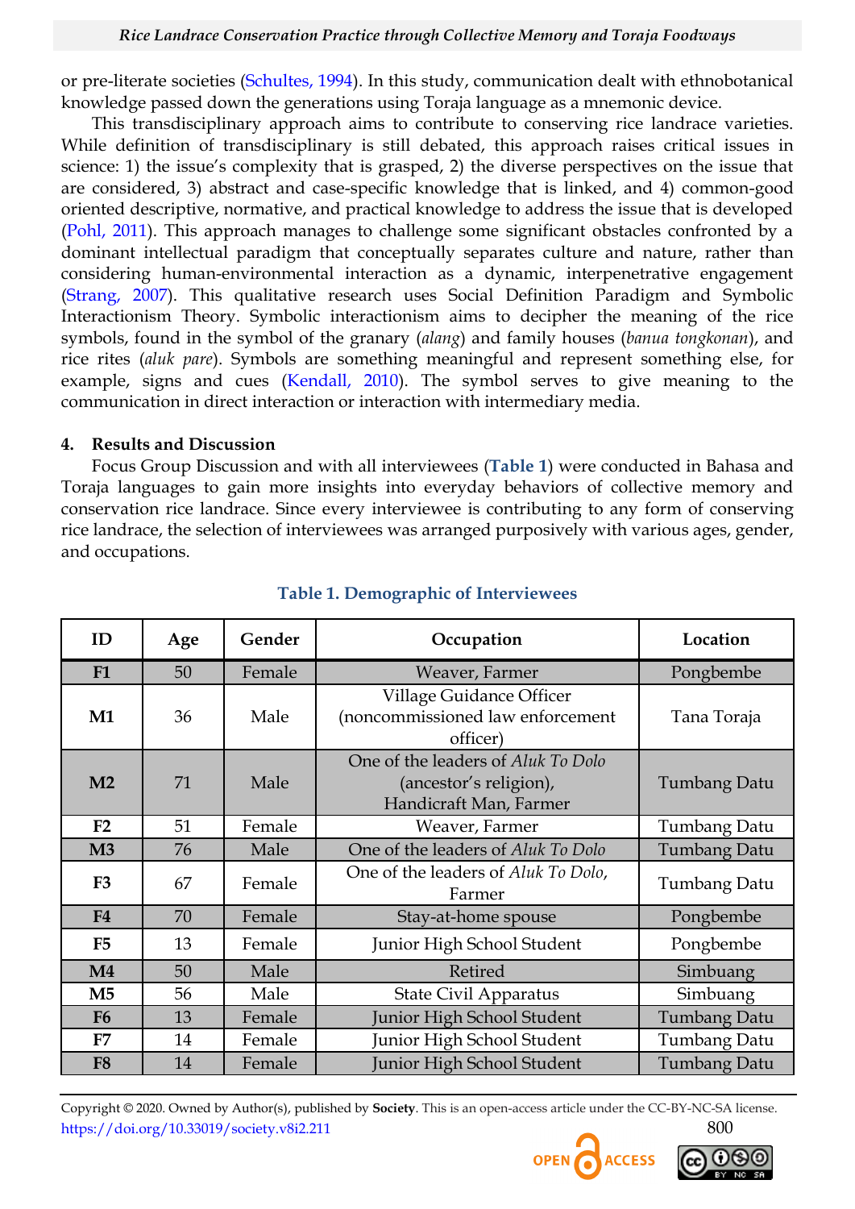or pre-literate societies (Schultes, 1994). In this study, communication dealt with ethnobotanical knowledge passed down the generations using Toraja language as a mnemonic device.

This transdisciplinary approach aims to contribute to conserving rice landrace varieties. While definition of transdisciplinary is still debated, this approach raises critical issues in science: 1) the issue's complexity that is grasped, 2) the diverse perspectives on the issue that are considered, 3) abstract and case-specific knowledge that is linked, and 4) common-good oriented descriptive, normative, and practical knowledge to address the issue that is developed (Pohl, 2011). This approach manages to challenge some significant obstacles confronted by a dominant intellectual paradigm that conceptually separates culture and nature, rather than considering human-environmental interaction as a dynamic, interpenetrative engagement (Strang, 2007). This qualitative research uses Social Definition Paradigm and Symbolic Interactionism Theory. Symbolic interactionism aims to decipher the meaning of the rice symbols, found in the symbol of the granary (*alang*) and family houses (*banua tongkonan*), and rice rites (*aluk pare*). Symbols are something meaningful and represent something else, for example, signs and cues (Kendall, 2010). The symbol serves to give meaning to the communication in direct interaction or interaction with intermediary media.

## 4. Results and Discussion

Focus Group Discussion and with all interviewees (**Table 1**) were conducted in Bahasa and Toraja languages to gain more insights into everyday behaviors of collective memory and conservation rice landrace. Since every interviewee is contributing to any form of conserving rice landrace, the selection of interviewees was arranged purposively with various ages, gender, and occupations.

**Table 1. Demographic of Interviewees**

| ID | Age | Gender | Occupation | Location |
|---|---|---|---|---|
| **F1** | 50 | Female | Weaver, Farmer | Pongbembe |
| **M1** | 36 | Male | Village Guidance Officer (noncommissioned law enforcement officer) | Tana Toraja |
| **M2** | 71 | Male | One of the leaders of *Aluk To Dolo* (ancestor's religion), Handicraft Man, Farmer | Tumbang Datu |
| **F2** | 51 | Female | Weaver, Farmer | Tumbang Datu |
| **M3** | 76 | Male | One of the leaders of *Aluk To Dolo* | Tumbang Datu |
| **F3** | 67 | Female | One of the leaders of *Aluk To Dolo*, Farmer | Tumbang Datu |
| **F4** | 70 | Female | Stay-at-home spouse | Pongbembe |
| **F5** | 13 | Female | Junior High School Student | Pongbembe |
| **M4** | 50 | Male | Retired | Simbuang |
| **M5** | 56 | Male | State Civil Apparatus | Simbuang |
| **F6** | 13 | Female | Junior High School Student | Tumbang Datu |
| **F7** | 14 | Female | Junior High School Student | Tumbang Datu |
| **F8** | 14 | Female | Junior High School Student | Tumbang Datu |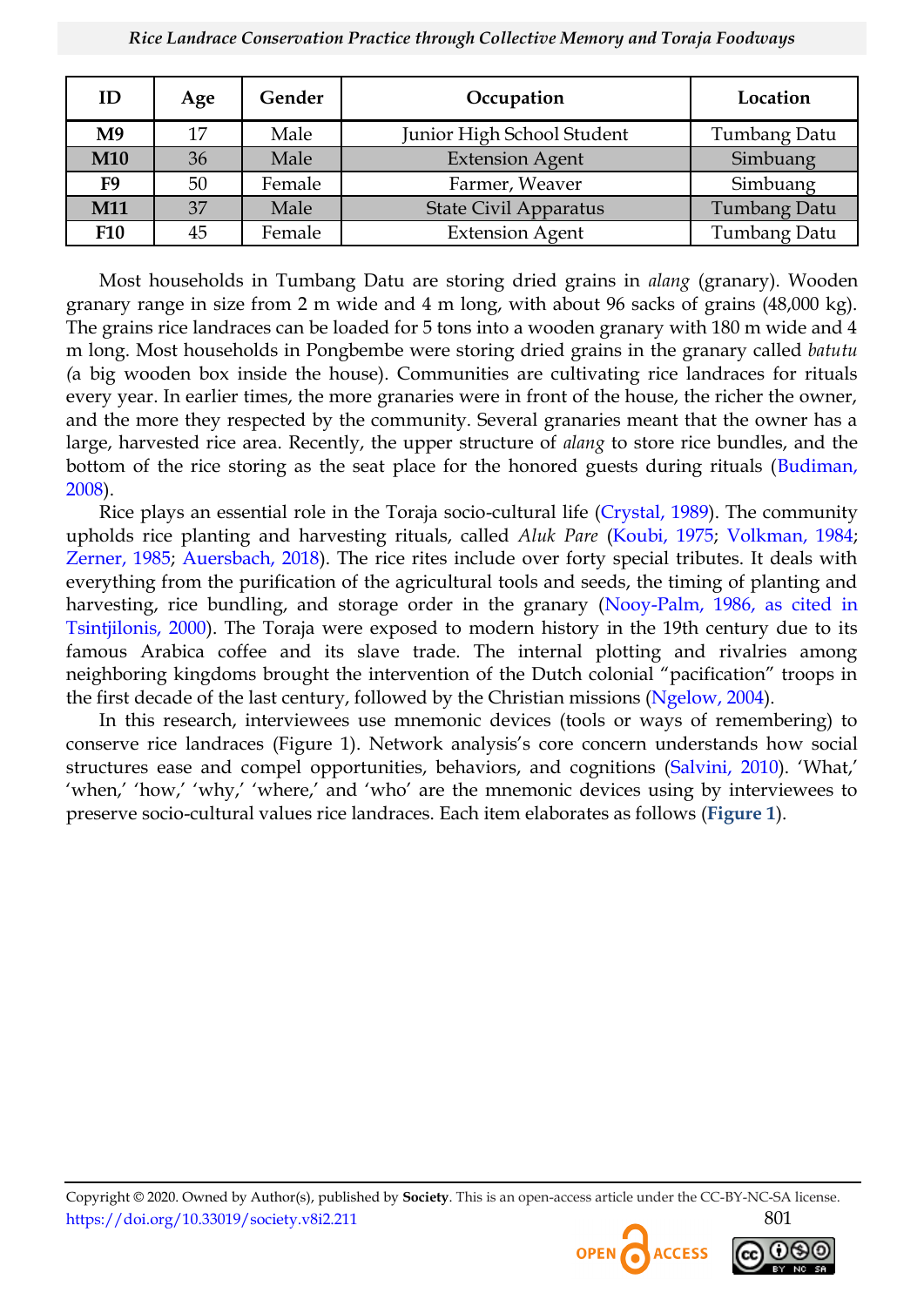| ID | Age | Gender | Occupation | Location |
|---|---|---|---|---|
| **M9** | 17 | Male | Junior High School Student | Tumbang Datu |
| **M10** | 36 | Male | Extension Agent | Simbuang |
| **F9** | 50 | Female | Farmer, Weaver | Simbuang |
| **M11** | 37 | Male | State Civil Apparatus | Tumbang Datu |
| **F10** | 45 | Female | Extension Agent | Tumbang Datu |

Most households in Tumbang Datu are storing dried grains in *alang* (granary). Wooden granary range in size from 2 m wide and 4 m long, with about 96 sacks of grains (48,000 kg). The grains rice landraces can be loaded for 5 tons into a wooden granary with 180 m wide and 4 m long. Most households in Pongbembe were storing dried grains in the granary called *batutu (*a big wooden box inside the house). Communities are cultivating rice landraces for rituals every year. In earlier times, the more granaries were in front of the house, the richer the owner, and the more they respected by the community. Several granaries meant that the owner has a large, harvested rice area. Recently, the upper structure of *alang* to store rice bundles, and the bottom of the rice storing as the seat place for the honored guests during rituals (Budiman, 2008).

Rice plays an essential role in the Toraja socio-cultural life (Crystal, 1989). The community upholds rice planting and harvesting rituals, called *Aluk Pare* (Koubi, 1975; Volkman, 1984; Zerner, 1985; Auersbach, 2018). The rice rites include over forty special tributes. It deals with everything from the purification of the agricultural tools and seeds, the timing of planting and harvesting, rice bundling, and storage order in the granary (Nooy-Palm, 1986, as cited in Tsintjilonis, 2000). The Toraja were exposed to modern history in the 19th century due to its famous Arabica coffee and its slave trade. The internal plotting and rivalries among neighboring kingdoms brought the intervention of the Dutch colonial "pacification" troops in the first decade of the last century, followed by the Christian missions (Ngelow, 2004).

In this research, interviewees use mnemonic devices (tools or ways of remembering) to conserve rice landraces (Figure 1). Network analysis's core concern understands how social structures ease and compel opportunities, behaviors, and cognitions (Salvini, 2010). 'What,' 'when,' 'how,' 'why,' 'where,' and 'who' are the mnemonic devices using by interviewees to preserve socio-cultural values rice landraces. Each item elaborates as follows (**Figure 1**).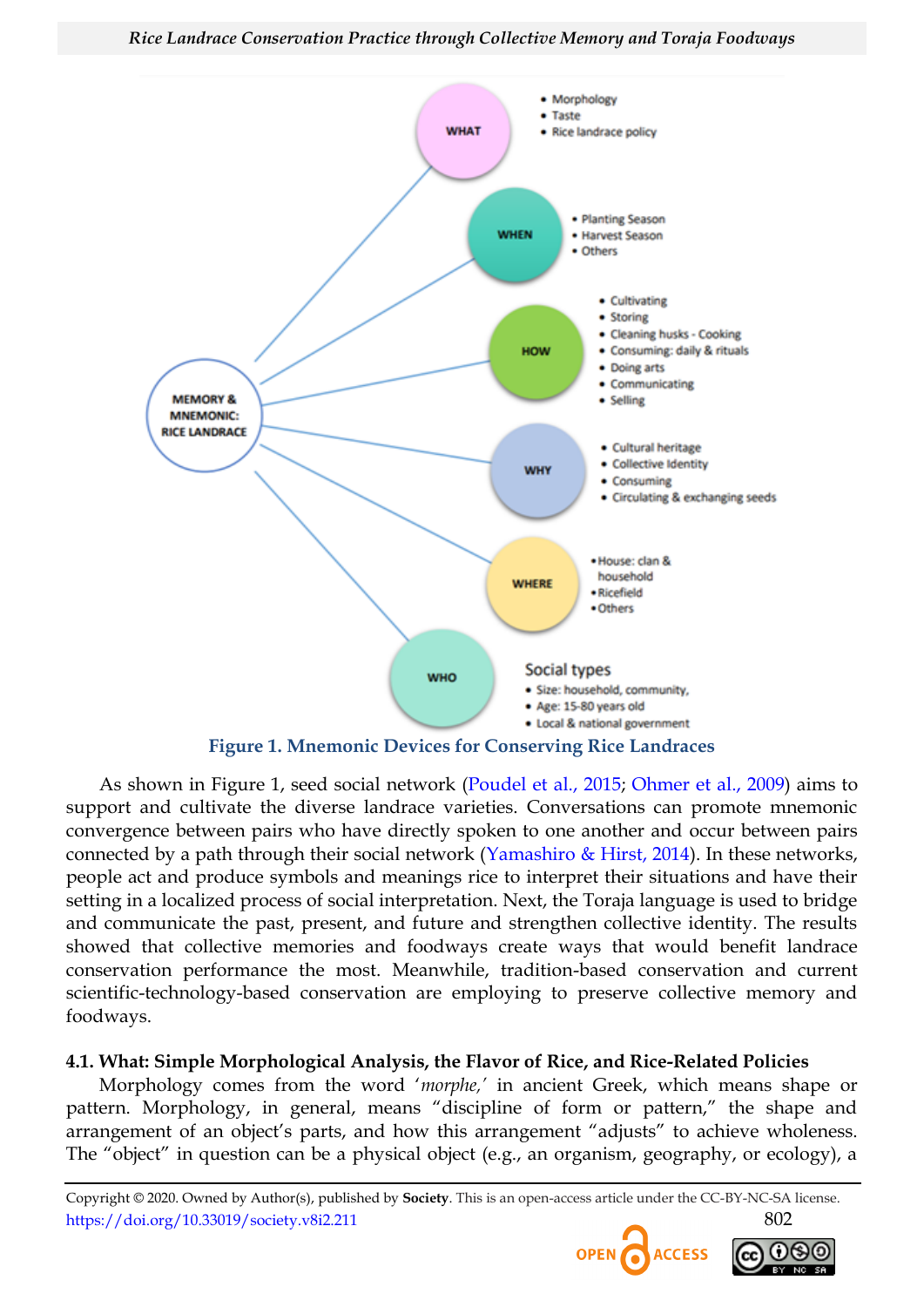Figure 1. Mnemonic Devices for Conserving Rice Landraces

As shown in Figure 1, seed social network (Poudel et al., 2015; Ohmer et al., 2009) aims to support and cultivate the diverse landrace varieties. Conversations can promote mnemonic convergence between pairs who have directly spoken to one another and occur between pairs connected by a path through their social network (Yamashiro & Hirst, 2014). In these networks, people act and produce symbols and meanings rice to interpret their situations and have their setting in a localized process of social interpretation. Next, the Toraja language is used to bridge and communicate the past, present, and future and strengthen collective identity. The results showed that collective memories and foodways create ways that would benefit landrace conservation performance the most. Meanwhile, tradition-based conservation and current scientific-technology-based conservation are employing to preserve collective memory and foodways.

### 4.1. What: Simple Morphological Analysis, the Flavor of Rice, and Rice-Related Policies

Morphology comes from the word '*morphe,*' in ancient Greek, which means shape or pattern. Morphology, in general, means "discipline of form or pattern," the shape and arrangement of an object's parts, and how this arrangement "adjusts" to achieve wholeness. The "object" in question can be a physical object (e.g., an organism, geography, or ecology), a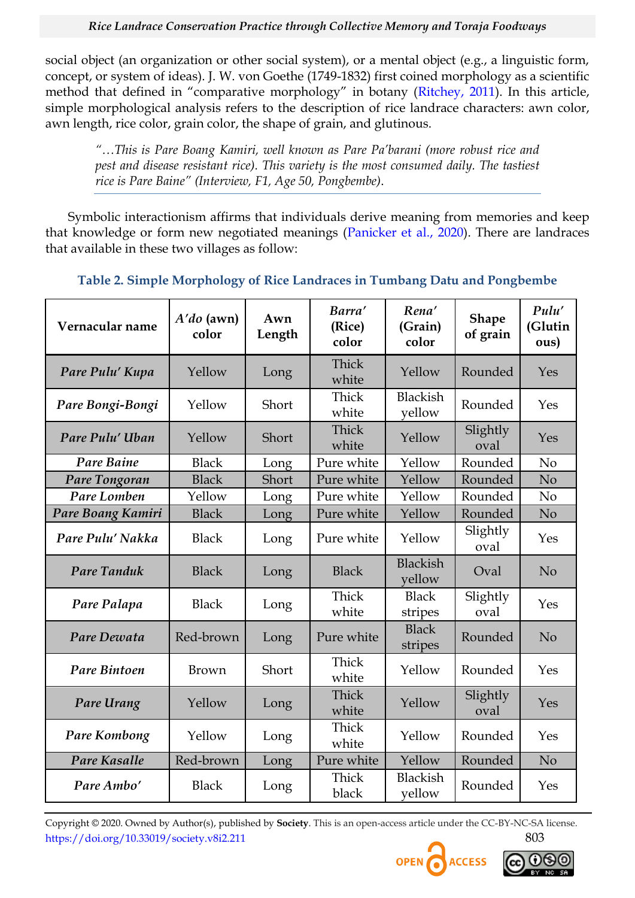social object (an organization or other social system), or a mental object (e.g., a linguistic form, concept, or system of ideas). J. W. von Goethe (1749-1832) first coined morphology as a scientific method that defined in "comparative morphology" in botany (Ritchey, 2011). In this article, simple morphological analysis refers to the description of rice landrace characters: awn color, awn length, rice color, grain color, the shape of grain, and glutinous.

> *"…This is Pare Boang Kamiri, well known as Pare Pa'barani (more robust rice and pest and disease resistant rice). This variety is the most consumed daily. The tastiest rice is Pare Baine" (Interview, F1, Age 50, Pongbembe).*

Symbolic interactionism affirms that individuals derive meaning from memories and keep that knowledge or form new negotiated meanings (Panicker et al., 2020). There are landraces that available in these two villages as follow:

**Table 2. Simple Morphology of Rice Landraces in Tumbang Datu and Pongbembe**

| Vernacular name | *A'do* (awn) color | Awn Length | *Barra'* (Rice) color | *Rena'* (Grain) color | Shape of grain | *Pulu'* (Glutinous) |
|---|---|---|---|---|---|---|
| ***Pare Pulu' Kupa*** | Yellow | Long | Thick white | Yellow | Rounded | Yes |
| ***Pare Bongi-Bongi*** | Yellow | Short | Thick white | Blackish yellow | Rounded | Yes |
| ***Pare Pulu' Uban*** | Yellow | Short | Thick white | Yellow | Slightly oval | Yes |
| ***Pare Baine*** | Black | Long | Pure white | Yellow | Rounded | No |
| ***Pare Tongoran*** | Black | Short | Pure white | Yellow | Rounded | No |
| ***Pare Lomben*** | Yellow | Long | Pure white | Yellow | Rounded | No |
| ***Pare Boang Kamiri*** | Black | Long | Pure white | Yellow | Rounded | No |
| ***Pare Pulu' Nakka*** | Black | Long | Pure white | Yellow | Slightly oval | Yes |
| ***Pare Tanduk*** | Black | Long | Black | Blackish yellow | Oval | No |
| ***Pare Palapa*** | Black | Long | Thick white | Black stripes | Slightly oval | Yes |
| ***Pare Dewata*** | Red-brown | Long | Pure white | Black stripes | Rounded | No |
| ***Pare Bintoen*** | Brown | Short | Thick white | Yellow | Rounded | Yes |
| ***Pare Urang*** | Yellow | Long | Thick white | Yellow | Slightly oval | Yes |
| ***Pare Kombong*** | Yellow | Long | Thick white | Yellow | Rounded | Yes |
| ***Pare Kasalle*** | Red-brown | Long | Pure white | Yellow | Rounded | No |
| ***Pare Ambo'*** | Black | Long | Thick black | Blackish yellow | Rounded | Yes |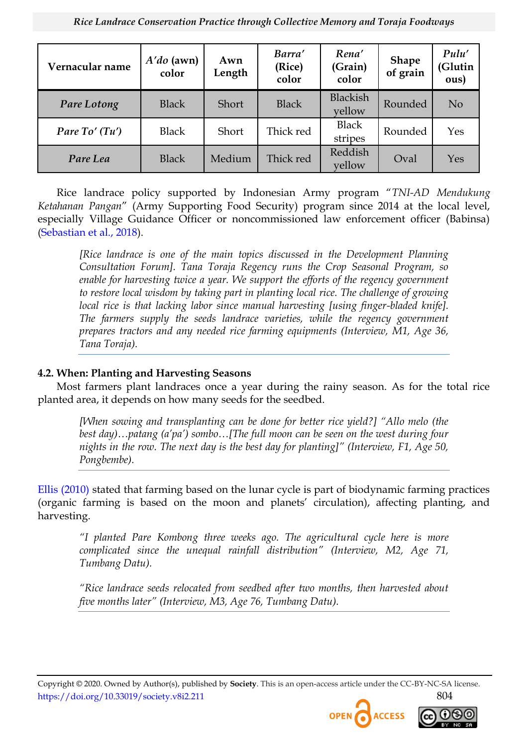| Vernacular name | *A'do* (awn) color | Awn Length | *Barra'* (Rice) color | *Rena'* (Grain) color | Shape of grain | *Pulu'* (Glutinous) |
|---|---|---|---|---|---|---|
| ***Pare Lotong*** | Black | Short | Black | Blackish yellow | Rounded | No |
| ***Pare To' (Tu')*** | Black | Short | Thick red | Black stripes | Rounded | Yes |
| ***Pare Lea*** | Black | Medium | Thick red | Reddish yellow | Oval | Yes |

Rice landrace policy supported by Indonesian Army program "*TNI-AD Mendukung Ketahanan Pangan*" (Army Supporting Food Security) program since 2014 at the local level, especially Village Guidance Officer or noncommissioned law enforcement officer (Babinsa) (Sebastian et al., 2018).

> *[Rice landrace is one of the main topics discussed in the Development Planning Consultation Forum]. Tana Toraja Regency runs the Crop Seasonal Program, so enable for harvesting twice a year. We support the efforts of the regency government to restore local wisdom by taking part in planting local rice. The challenge of growing local rice is that lacking labor since manual harvesting [using finger-bladed knife]. The farmers supply the seeds landrace varieties, while the regency government prepares tractors and any needed rice farming equipments (Interview, M1, Age 36, Tana Toraja).*

#### 4.2. When: Planting and Harvesting Seasons

Most farmers plant landraces once a year during the rainy season. As for the total rice planted area, it depends on how many seeds for the seedbed.

> *[When sowing and transplanting can be done for better rice yield?] "Allo melo (the best day)…patang (a'pa') sombo…[The full moon can be seen on the west during four nights in the row. The next day is the best day for planting]" (Interview, F1, Age 50, Pongbembe).*

Ellis (2010) stated that farming based on the lunar cycle is part of biodynamic farming practices (organic farming is based on the moon and planets' circulation), affecting planting, and harvesting.

> *"I planted Pare Kombong three weeks ago. The agricultural cycle here is more complicated since the unequal rainfall distribution" (Interview, M2, Age 71, Tumbang Datu).*
>
> *"Rice landrace seeds relocated from seedbed after two months, then harvested about five months later" (Interview, M3, Age 76, Tumbang Datu).*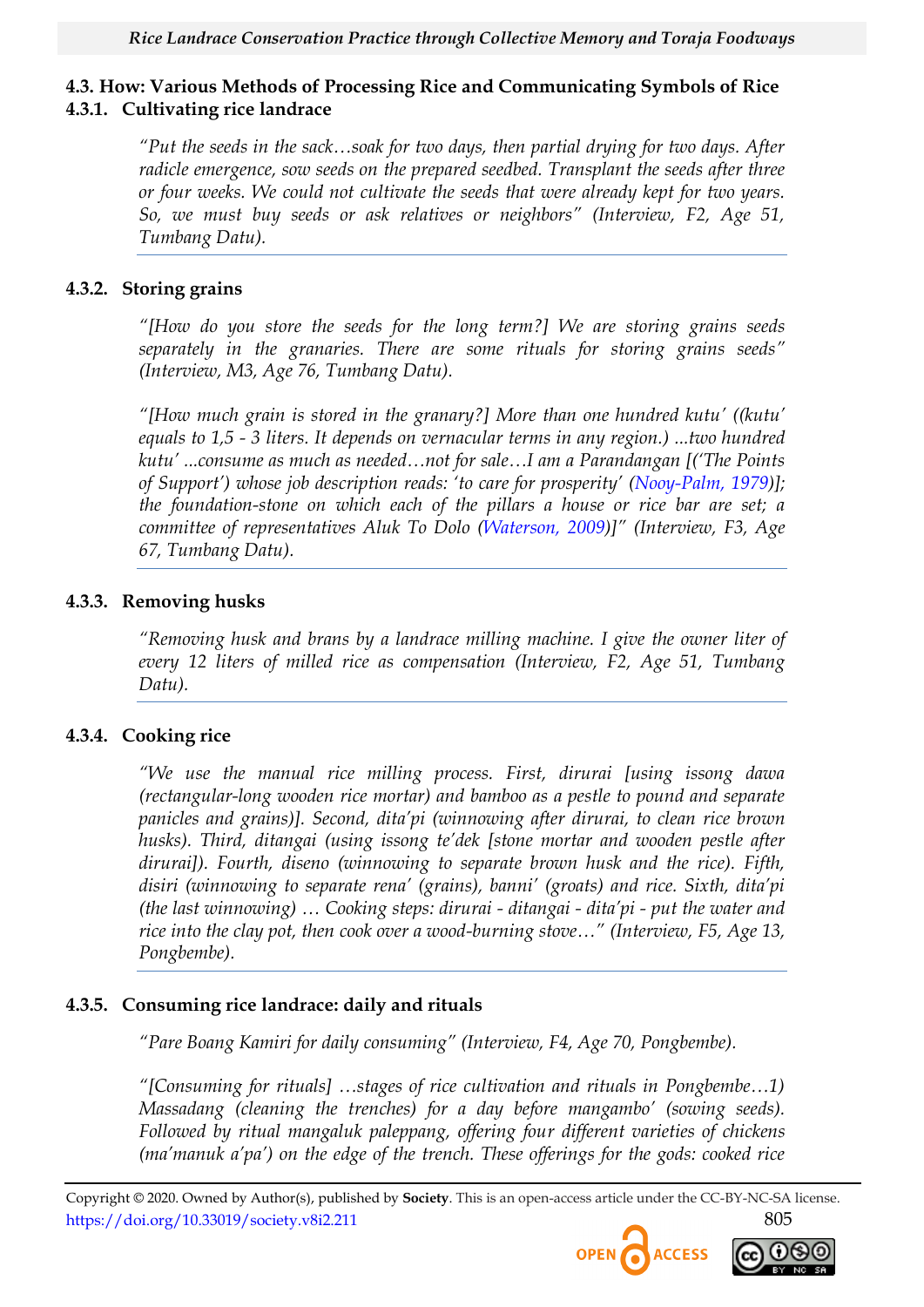### 4.3. How: Various Methods of Processing Rice and Communicating Symbols of Rice

#### 4.3.1. Cultivating rice landrace

> *"Put the seeds in the sack…soak for two days, then partial drying for two days. After radicle emergence, sow seeds on the prepared seedbed. Transplant the seeds after three or four weeks. We could not cultivate the seeds that were already kept for two years. So, we must buy seeds or ask relatives or neighbors" (Interview, F2, Age 51, Tumbang Datu).*

#### 4.3.2. Storing grains

> *"[How do you store the seeds for the long term?] We are storing grains seeds separately in the granaries. There are some rituals for storing grains seeds" (Interview, M3, Age 76, Tumbang Datu).*
>
> *"[How much grain is stored in the granary?] More than one hundred kutu' ((kutu' equals to 1,5 - 3 liters. It depends on vernacular terms in any region.) ...two hundred kutu' ...consume as much as needed…not for sale…I am a Parandangan [('The Points of Support') whose job description reads: 'to care for prosperity' (Nooy-Palm, 1979)]; the foundation-stone on which each of the pillars a house or rice bar are set; a committee of representatives Aluk To Dolo (Waterson, 2009)]" (Interview, F3, Age 67, Tumbang Datu).*

#### 4.3.3. Removing husks

> *"Removing husk and brans by a landrace milling machine. I give the owner liter of every 12 liters of milled rice as compensation (Interview, F2, Age 51, Tumbang Datu).*

#### 4.3.4. Cooking rice

> *"We use the manual rice milling process. First, dirurai [using issong dawa (rectangular-long wooden rice mortar) and bamboo as a pestle to pound and separate panicles and grains)]. Second, dita'pi (winnowing after dirurai, to clean rice brown husks). Third, ditangai (using issong te'dek [stone mortar and wooden pestle after dirurai]). Fourth, diseno (winnowing to separate brown husk and the rice). Fifth, disiri (winnowing to separate rena' (grains), banni' (groats) and rice. Sixth, dita'pi (the last winnowing) … Cooking steps: dirurai - ditangai - dita'pi - put the water and rice into the clay pot, then cook over a wood-burning stove…" (Interview, F5, Age 13, Pongbembe).*

#### 4.3.5. Consuming rice landrace: daily and rituals

> *"Pare Boang Kamiri for daily consuming" (Interview, F4, Age 70, Pongbembe).*
>
> *"[Consuming for rituals] …stages of rice cultivation and rituals in Pongbembe…1) Massadang (cleaning the trenches) for a day before mangambo' (sowing seeds). Followed by ritual mangaluk paleppang, offering four different varieties of chickens (ma'manuk a'pa') on the edge of the trench. These offerings for the gods: cooked rice*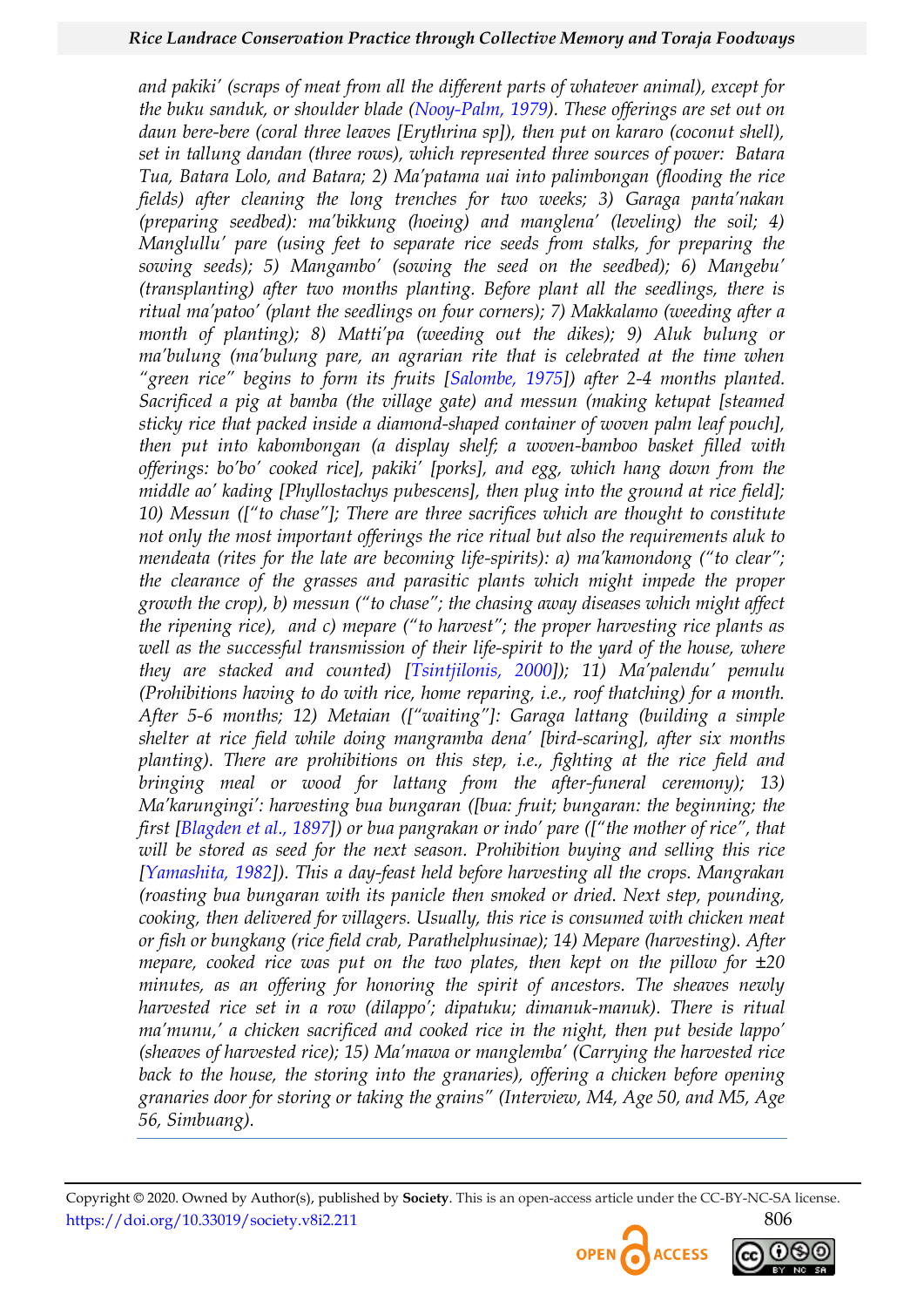*and pakiki' (scraps of meat from all the different parts of whatever animal), except for the buku sanduk, or shoulder blade (Nooy-Palm, 1979). These offerings are set out on daun bere-bere (coral three leaves [Erythrina sp]), then put on kararo (coconut shell), set in tallung dandan (three rows), which represented three sources of power: Batara Tua, Batara Lolo, and Batara; 2) Ma'patama uai into palimbongan (flooding the rice fields) after cleaning the long trenches for two weeks; 3) Garaga panta'nakan (preparing seedbed): ma'bikkung (hoeing) and manglena' (leveling) the soil; 4) Manglullu' pare (using feet to separate rice seeds from stalks, for preparing the sowing seeds); 5) Mangambo' (sowing the seed on the seedbed); 6) Mangebu' (transplanting) after two months planting. Before plant all the seedlings, there is ritual ma'patoo' (plant the seedlings on four corners); 7) Makkalamo (weeding after a month of planting); 8) Matti'pa (weeding out the dikes); 9) Aluk bulung or ma'bulung (ma'bulung pare, an agrarian rite that is celebrated at the time when "green rice" begins to form its fruits [Salombe, 1975]) after 2-4 months planted. Sacrificed a pig at bamba (the village gate) and messun (making ketupat [steamed sticky rice that packed inside a diamond-shaped container of woven palm leaf pouch], then put into kabombongan (a display shelf; a woven-bamboo basket filled with offerings: bo'bo' cooked rice], pakiki' [porks], and egg, which hang down from the middle ao' kading [Phyllostachys pubescens], then plug into the ground at rice field]; 10) Messun (["to chase"]; There are three sacrifices which are thought to constitute not only the most important offerings the rice ritual but also the requirements aluk to mendeata (rites for the late are becoming life-spirits): a) ma'kamondong ("to clear"; the clearance of the grasses and parasitic plants which might impede the proper growth the crop), b) messun ("to chase"; the chasing away diseases which might affect the ripening rice), and c) mepare ("to harvest"; the proper harvesting rice plants as well as the successful transmission of their life-spirit to the yard of the house, where they are stacked and counted) [Tsintjilonis, 2000]); 11) Ma'palendu' pemulu (Prohibitions having to do with rice, home reparing, i.e., roof thatching) for a month. After 5-6 months; 12) Metaian (["waiting"]: Garaga lattang (building a simple shelter at rice field while doing mangramba dena' [bird-scaring], after six months planting). There are prohibitions on this step, i.e., fighting at the rice field and bringing meal or wood for lattang from the after-funeral ceremony); 13) Ma'karungingi': harvesting bua bungaran ([bua: fruit; bungaran: the beginning; the first [Blagden et al., 1897]) or bua pangrakan or indo' pare (["the mother of rice", that will be stored as seed for the next season. Prohibition buying and selling this rice [Yamashita, 1982]). This a day-feast held before harvesting all the crops. Mangrakan (roasting bua bungaran with its panicle then smoked or dried. Next step, pounding, cooking, then delivered for villagers. Usually, this rice is consumed with chicken meat or fish or bungkang (rice field crab, Parathelphusinae); 14) Mepare (harvesting). After mepare, cooked rice was put on the two plates, then kept on the pillow for ±20 minutes, as an offering for honoring the spirit of ancestors. The sheaves newly harvested rice set in a row (dilappo'; dipatuku; dimanuk-manuk). There is ritual ma'munu,' a chicken sacrificed and cooked rice in the night, then put beside lappo' (sheaves of harvested rice); 15) Ma'mawa or manglemba' (Carrying the harvested rice back to the house, the storing into the granaries), offering a chicken before opening granaries door for storing or taking the grains" (Interview, M4, Age 50, and M5, Age 56, Simbuang).*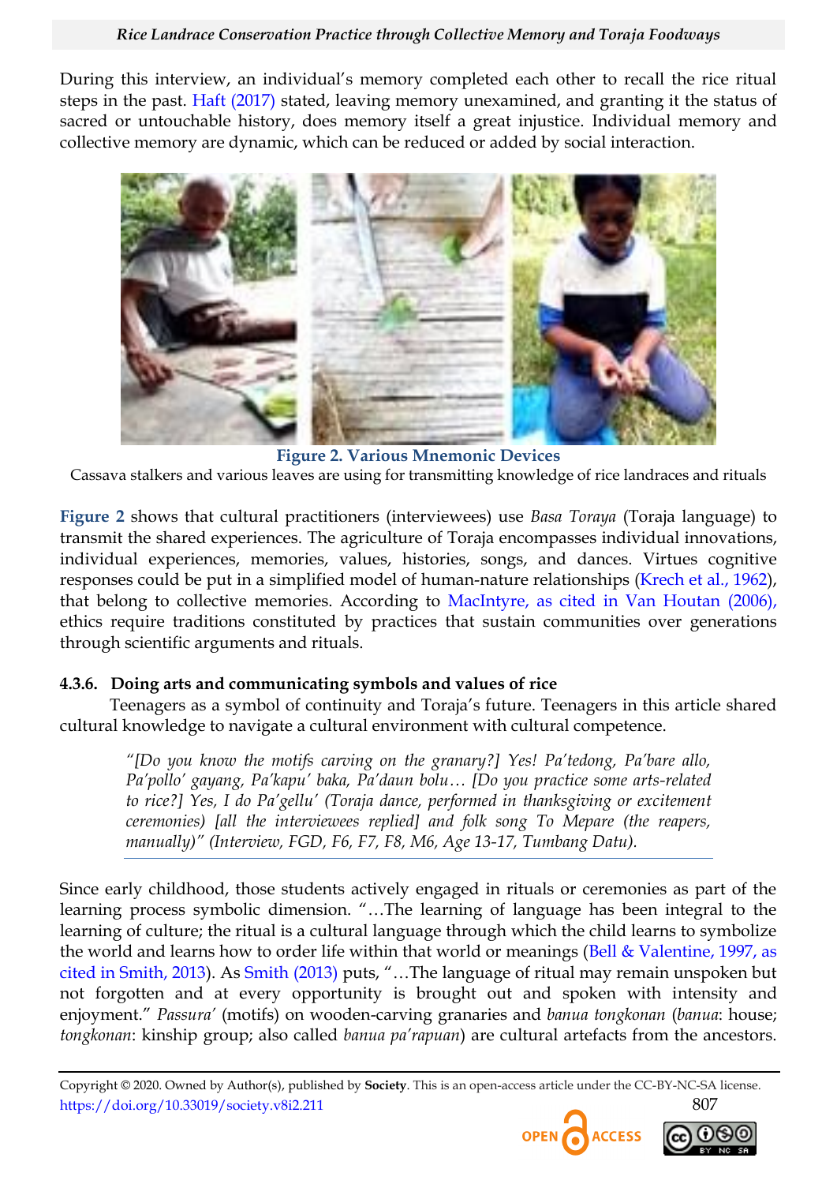During this interview, an individual's memory completed each other to recall the rice ritual steps in the past. Haft (2017) stated, leaving memory unexamined, and granting it the status of sacred or untouchable history, does memory itself a great injustice. Individual memory and collective memory are dynamic, which can be reduced or added by social interaction.

**Figure 2. Various Mnemonic Devices**

Cassava stalkers and various leaves are using for transmitting knowledge of rice landraces and rituals

Figure 2 shows that cultural practitioners (interviewees) use *Basa Toraya* (Toraja language) to transmit the shared experiences. The agriculture of Toraja encompasses individual innovations, individual experiences, memories, values, histories, songs, and dances. Virtues cognitive responses could be put in a simplified model of human-nature relationships (Krech et al., 1962), that belong to collective memories. According to MacIntyre, as cited in Van Houtan (2006), ethics require traditions constituted by practices that sustain communities over generations through scientific arguments and rituals.

#### 4.3.6. Doing arts and communicating symbols and values of rice

Teenagers as a symbol of continuity and Toraja's future. Teenagers in this article shared cultural knowledge to navigate a cultural environment with cultural competence.

> *"[Do you know the motifs carving on the granary?] Yes! Pa'tedong, Pa'bare allo, Pa'pollo' gayang, Pa'kapu' baka, Pa'daun bolu… [Do you practice some arts-related to rice?] Yes, I do Pa'gellu' (Toraja dance, performed in thanksgiving or excitement ceremonies) [all the interviewees replied] and folk song To Mepare (the reapers, manually)" (Interview, FGD, F6, F7, F8, M6, Age 13-17, Tumbang Datu).*

Since early childhood, those students actively engaged in rituals or ceremonies as part of the learning process symbolic dimension. "…The learning of language has been integral to the learning of culture; the ritual is a cultural language through which the child learns to symbolize the world and learns how to order life within that world or meanings (Bell & Valentine, 1997, as cited in Smith, 2013). As Smith (2013) puts, "…The language of ritual may remain unspoken but not forgotten and at every opportunity is brought out and spoken with intensity and enjoyment." *Passura'* (motifs) on wooden-carving granaries and *banua tongkonan* (*banua*: house; *tongkonan*: kinship group; also called *banua pa'rapuan*) are cultural artefacts from the ancestors.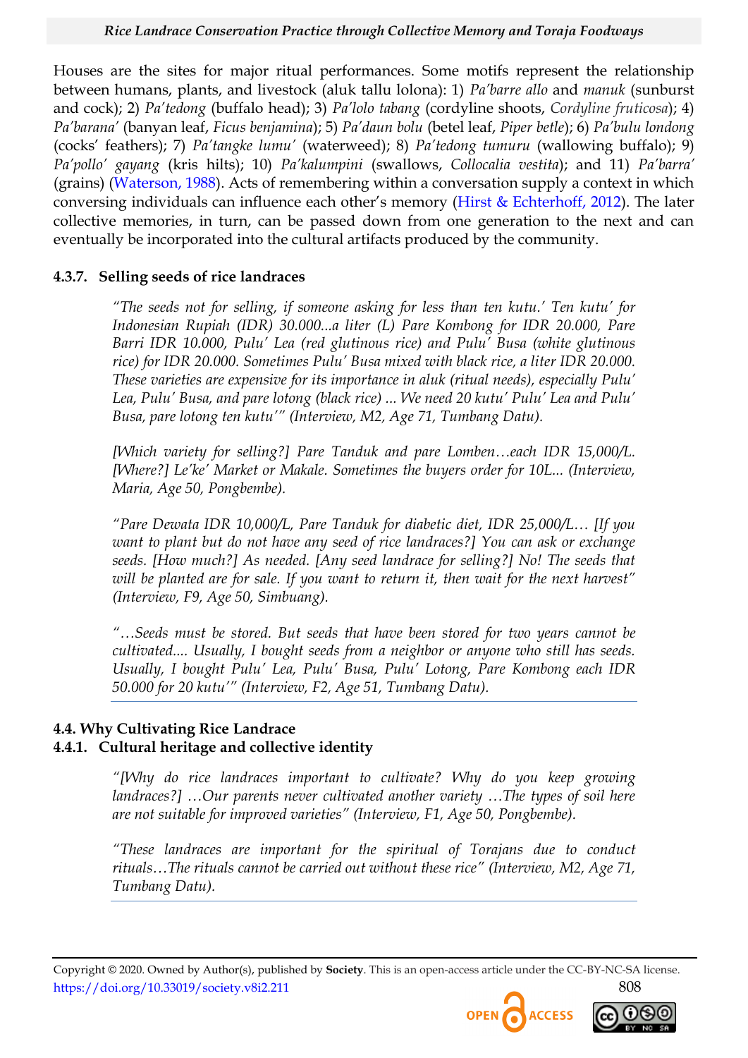Houses are the sites for major ritual performances. Some motifs represent the relationship between humans, plants, and livestock (aluk tallu lolona): 1) *Pa'barre allo* and *manuk* (sunburst and cock); 2) *Pa'tedong* (buffalo head); 3) *Pa'lolo tabang* (cordyline shoots, *Cordyline fruticosa*); 4) *Pa'barana'* (banyan leaf, *Ficus benjamina*); 5) *Pa'daun bolu* (betel leaf, *Piper betle*); 6) *Pa'bulu londong* (cocks' feathers); 7) *Pa'tangke lumu'* (waterweed); 8) *Pa'tedong tumuru* (wallowing buffalo); 9) *Pa'pollo' gayang* (kris hilts); 10) *Pa'kalumpini* (swallows, *Collocalia vestita*); and 11) *Pa'barra'* (grains) (Waterson, 1988). Acts of remembering within a conversation supply a context in which conversing individuals can influence each other's memory (Hirst & Echterhoff, 2012). The later collective memories, in turn, can be passed down from one generation to the next and can eventually be incorporated into the cultural artifacts produced by the community.

### 4.3.7. Selling seeds of rice landraces

> *"The seeds not for selling, if someone asking for less than ten kutu.' Ten kutu' for Indonesian Rupiah (IDR) 30.000...a liter (L) Pare Kombong for IDR 20.000, Pare Barri IDR 10.000, Pulu' Lea (red glutinous rice) and Pulu' Busa (white glutinous rice) for IDR 20.000. Sometimes Pulu' Busa mixed with black rice, a liter IDR 20.000. These varieties are expensive for its importance in aluk (ritual needs), especially Pulu' Lea, Pulu' Busa, and pare lotong (black rice) ... We need 20 kutu' Pulu' Lea and Pulu' Busa, pare lotong ten kutu'" (Interview, M2, Age 71, Tumbang Datu).*

> *[Which variety for selling?] Pare Tanduk and pare Lomben…each IDR 15,000/L. [Where?] Le'ke' Market or Makale. Sometimes the buyers order for 10L... (Interview, Maria, Age 50, Pongbembe).*

> *"Pare Dewata IDR 10,000/L, Pare Tanduk for diabetic diet, IDR 25,000/L… [If you want to plant but do not have any seed of rice landraces?] You can ask or exchange seeds. [How much?] As needed. [Any seed landrace for selling?] No! The seeds that will be planted are for sale. If you want to return it, then wait for the next harvest" (Interview, F9, Age 50, Simbuang).*

> *"…Seeds must be stored. But seeds that have been stored for two years cannot be cultivated.... Usually, I bought seeds from a neighbor or anyone who still has seeds. Usually, I bought Pulu' Lea, Pulu' Busa, Pulu' Lotong, Pare Kombong each IDR 50.000 for 20 kutu'" (Interview, F2, Age 51, Tumbang Datu).*

## 4.4. Why Cultivating Rice Landrace

### 4.4.1. Cultural heritage and collective identity

> *"[Why do rice landraces important to cultivate? Why do you keep growing landraces?] …Our parents never cultivated another variety …The types of soil here are not suitable for improved varieties" (Interview, F1, Age 50, Pongbembe).*

> *"These landraces are important for the spiritual of Torajans due to conduct rituals…The rituals cannot be carried out without these rice" (Interview, M2, Age 71, Tumbang Datu).*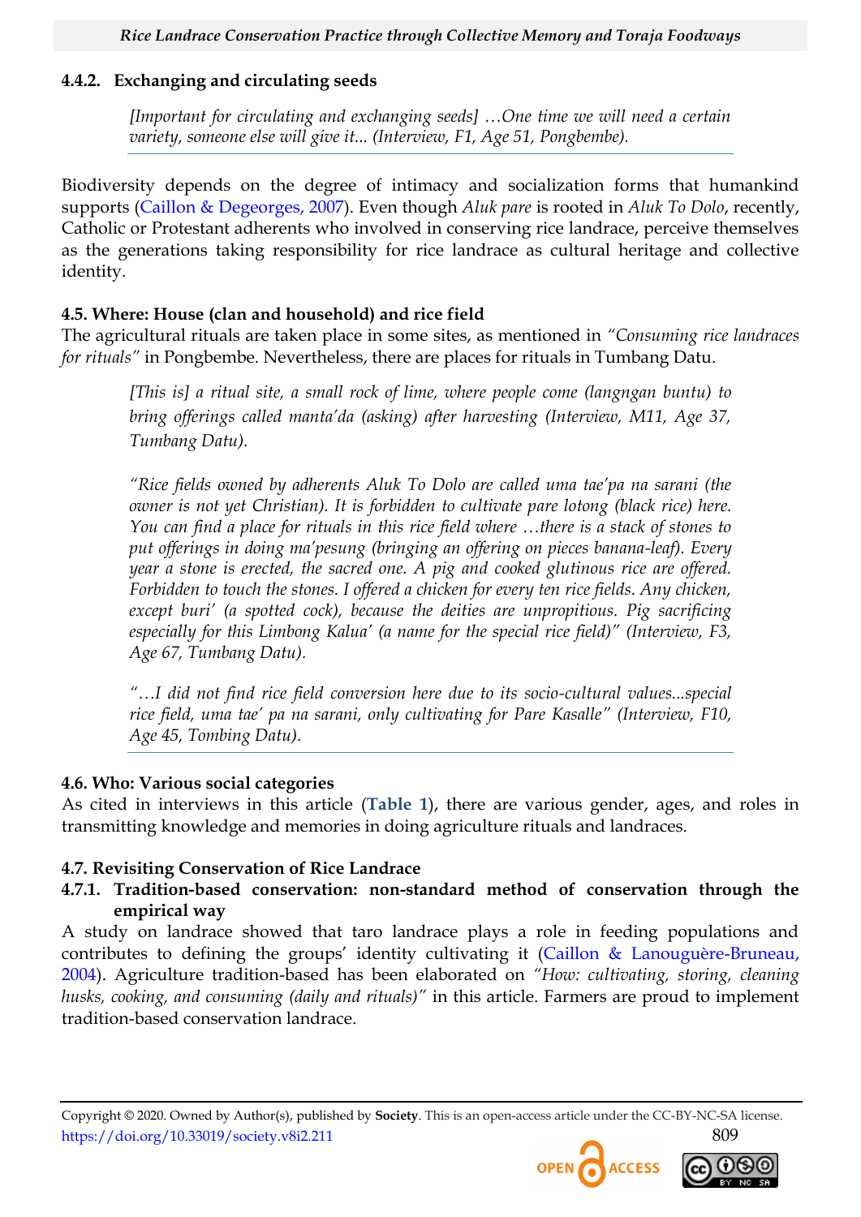#### 4.4.2. Exchanging and circulating seeds

> *[Important for circulating and exchanging seeds] …One time we will need a certain variety, someone else will give it... (Interview, F1, Age 51, Pongbembe).*

Biodiversity depends on the degree of intimacy and socialization forms that humankind supports (Caillon & Degeorges, 2007). Even though *Aluk pare* is rooted in *Aluk To Dolo*, recently, Catholic or Protestant adherents who involved in conserving rice landrace, perceive themselves as the generations taking responsibility for rice landrace as cultural heritage and collective identity.

### 4.5. Where: House (clan and household) and rice field

The agricultural rituals are taken place in some sites, as mentioned in *"Consuming rice landraces for rituals"* in Pongbembe. Nevertheless, there are places for rituals in Tumbang Datu.

> *[This is] a ritual site, a small rock of lime, where people come (langngan buntu) to bring offerings called manta'da (asking) after harvesting (Interview, M11, Age 37, Tumbang Datu).*
>
> *"Rice fields owned by adherents Aluk To Dolo are called uma tae'pa na sarani (the owner is not yet Christian). It is forbidden to cultivate pare lotong (black rice) here. You can find a place for rituals in this rice field where …there is a stack of stones to put offerings in doing ma'pesung (bringing an offering on pieces banana-leaf). Every year a stone is erected, the sacred one. A pig and cooked glutinous rice are offered. Forbidden to touch the stones. I offered a chicken for every ten rice fields. Any chicken, except buri' (a spotted cock), because the deities are unpropitious. Pig sacrificing especially for this Limbong Kalua' (a name for the special rice field)" (Interview, F3, Age 67, Tumbang Datu).*
>
> *"…I did not find rice field conversion here due to its socio-cultural values...special rice field, uma tae' pa na sarani, only cultivating for Pare Kasalle" (Interview, F10, Age 45, Tombing Datu).*

### 4.6. Who: Various social categories

As cited in interviews in this article (**Table 1**), there are various gender, ages, and roles in transmitting knowledge and memories in doing agriculture rituals and landraces.

### 4.7. Revisiting Conservation of Rice Landrace

#### 4.7.1. Tradition-based conservation: non-standard method of conservation through the empirical way

A study on landrace showed that taro landrace plays a role in feeding populations and contributes to defining the groups' identity cultivating it (Caillon & Lanouguère-Bruneau, 2004). Agriculture tradition-based has been elaborated on *"How: cultivating, storing, cleaning husks, cooking, and consuming (daily and rituals)"* in this article. Farmers are proud to implement tradition-based conservation landrace.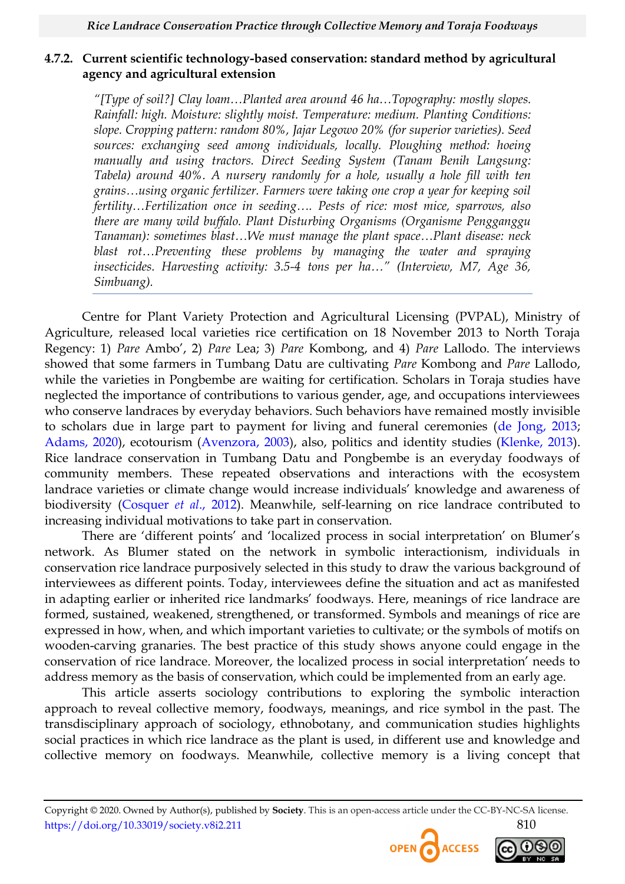#### 4.7.2. Current scientific technology-based conservation: standard method by agricultural agency and agricultural extension

> *"[Type of soil?] Clay loam…Planted area around 46 ha…Topography: mostly slopes. Rainfall: high. Moisture: slightly moist. Temperature: medium. Planting Conditions: slope. Cropping pattern: random 80%, Jajar Legowo 20% (for superior varieties). Seed sources: exchanging seed among individuals, locally. Ploughing method: hoeing manually and using tractors. Direct Seeding System (Tanam Benih Langsung: Tabela) around 40%. A nursery randomly for a hole, usually a hole fill with ten grains…using organic fertilizer. Farmers were taking one crop a year for keeping soil fertility…Fertilization once in seeding…. Pests of rice: most mice, sparrows, also there are many wild buffalo. Plant Disturbing Organisms (Organisme Pengganggu Tanaman): sometimes blast…We must manage the plant space…Plant disease: neck blast rot…Preventing these problems by managing the water and spraying insecticides. Harvesting activity: 3.5-4 tons per ha…" (Interview, M7, Age 36, Simbuang).*

Centre for Plant Variety Protection and Agricultural Licensing (PVPAL), Ministry of Agriculture, released local varieties rice certification on 18 November 2013 to North Toraja Regency: 1) *Pare* Ambo', 2) *Pare* Lea; 3) *Pare* Kombong, and 4) *Pare* Lallodo. The interviews showed that some farmers in Tumbang Datu are cultivating *Pare* Kombong and *Pare* Lallodo, while the varieties in Pongbembe are waiting for certification. Scholars in Toraja studies have neglected the importance of contributions to various gender, age, and occupations interviewees who conserve landraces by everyday behaviors. Such behaviors have remained mostly invisible to scholars due in large part to payment for living and funeral ceremonies (de Jong, 2013; Adams, 2020), ecotourism (Avenzora, 2003), also, politics and identity studies (Klenke, 2013). Rice landrace conservation in Tumbang Datu and Pongbembe is an everyday foodways of community members. These repeated observations and interactions with the ecosystem landrace varieties or climate change would increase individuals' knowledge and awareness of biodiversity (Cosquer *et al.*, 2012). Meanwhile, self-learning on rice landrace contributed to increasing individual motivations to take part in conservation.

There are 'different points' and 'localized process in social interpretation' on Blumer's network. As Blumer stated on the network in symbolic interactionism, individuals in conservation rice landrace purposively selected in this study to draw the various background of interviewees as different points. Today, interviewees define the situation and act as manifested in adapting earlier or inherited rice landmarks' foodways. Here, meanings of rice landrace are formed, sustained, weakened, strengthened, or transformed. Symbols and meanings of rice are expressed in how, when, and which important varieties to cultivate; or the symbols of motifs on wooden-carving granaries. The best practice of this study shows anyone could engage in the conservation of rice landrace. Moreover, the localized process in social interpretation' needs to address memory as the basis of conservation, which could be implemented from an early age.

This article asserts sociology contributions to exploring the symbolic interaction approach to reveal collective memory, foodways, meanings, and rice symbol in the past. The transdisciplinary approach of sociology, ethnobotany, and communication studies highlights social practices in which rice landrace as the plant is used, in different use and knowledge and collective memory on foodways. Meanwhile, collective memory is a living concept that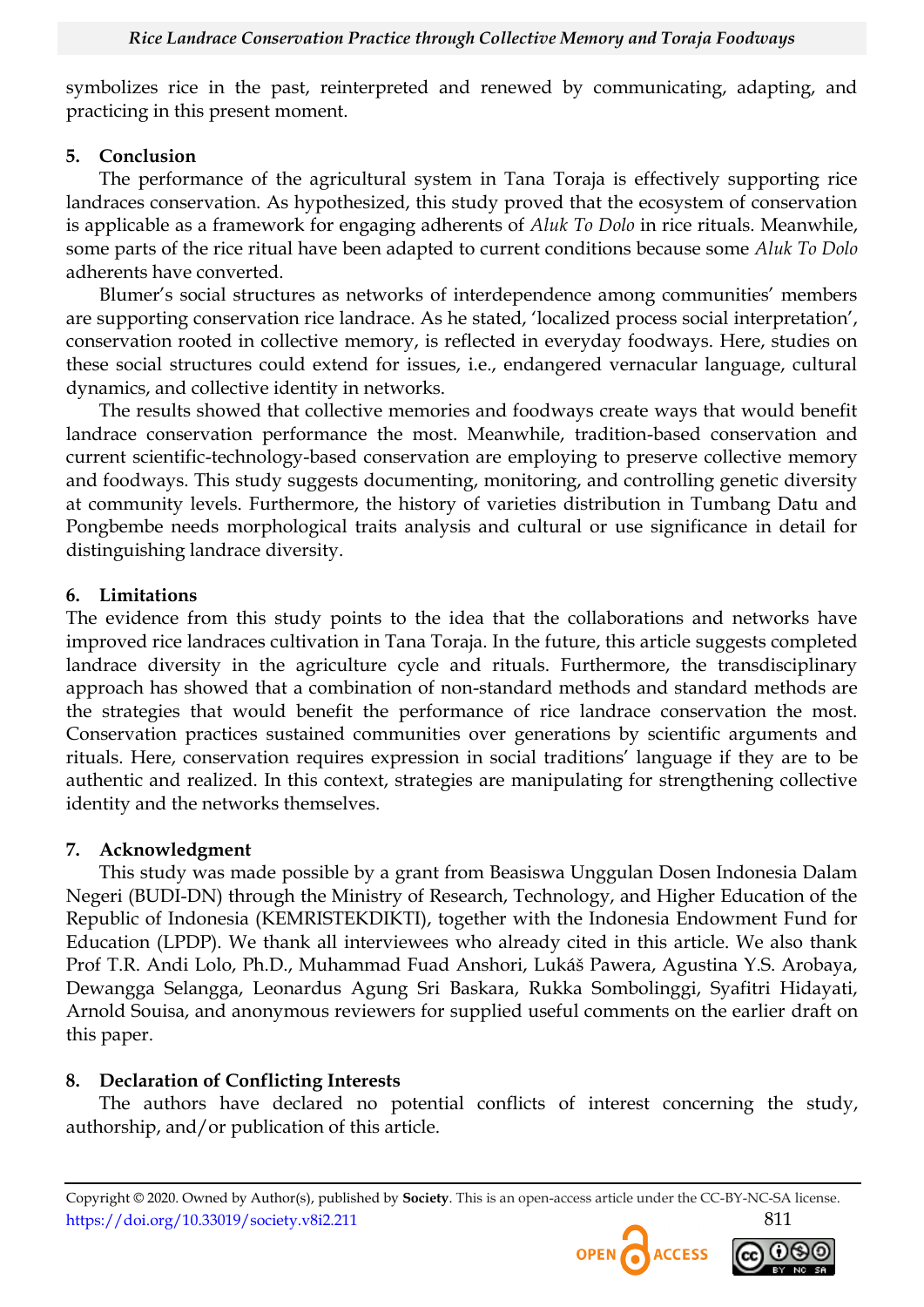symbolizes rice in the past, reinterpreted and renewed by communicating, adapting, and practicing in this present moment.

## 5. Conclusion

The performance of the agricultural system in Tana Toraja is effectively supporting rice landraces conservation. As hypothesized, this study proved that the ecosystem of conservation is applicable as a framework for engaging adherents of *Aluk To Dolo* in rice rituals. Meanwhile, some parts of the rice ritual have been adapted to current conditions because some *Aluk To Dolo* adherents have converted.

Blumer's social structures as networks of interdependence among communities' members are supporting conservation rice landrace. As he stated, 'localized process social interpretation', conservation rooted in collective memory, is reflected in everyday foodways. Here, studies on these social structures could extend for issues, i.e., endangered vernacular language, cultural dynamics, and collective identity in networks.

The results showed that collective memories and foodways create ways that would benefit landrace conservation performance the most. Meanwhile, tradition-based conservation and current scientific-technology-based conservation are employing to preserve collective memory and foodways. This study suggests documenting, monitoring, and controlling genetic diversity at community levels. Furthermore, the history of varieties distribution in Tumbang Datu and Pongbembe needs morphological traits analysis and cultural or use significance in detail for distinguishing landrace diversity.

## 6. Limitations

The evidence from this study points to the idea that the collaborations and networks have improved rice landraces cultivation in Tana Toraja. In the future, this article suggests completed landrace diversity in the agriculture cycle and rituals. Furthermore, the transdisciplinary approach has showed that a combination of non-standard methods and standard methods are the strategies that would benefit the performance of rice landrace conservation the most. Conservation practices sustained communities over generations by scientific arguments and rituals. Here, conservation requires expression in social traditions' language if they are to be authentic and realized. In this context, strategies are manipulating for strengthening collective identity and the networks themselves.

## 7. Acknowledgment

This study was made possible by a grant from Beasiswa Unggulan Dosen Indonesia Dalam Negeri (BUDI-DN) through the Ministry of Research, Technology, and Higher Education of the Republic of Indonesia (KEMRISTEKDIKTI), together with the Indonesia Endowment Fund for Education (LPDP). We thank all interviewees who already cited in this article. We also thank Prof T.R. Andi Lolo, Ph.D., Muhammad Fuad Anshori, Lukáš Pawera, Agustina Y.S. Arobaya, Dewangga Selangga, Leonardus Agung Sri Baskara, Rukka Sombolinggi, Syafitri Hidayati, Arnold Souisa, and anonymous reviewers for supplied useful comments on the earlier draft on this paper.

## 8. Declaration of Conflicting Interests

The authors have declared no potential conflicts of interest concerning the study, authorship, and/or publication of this article.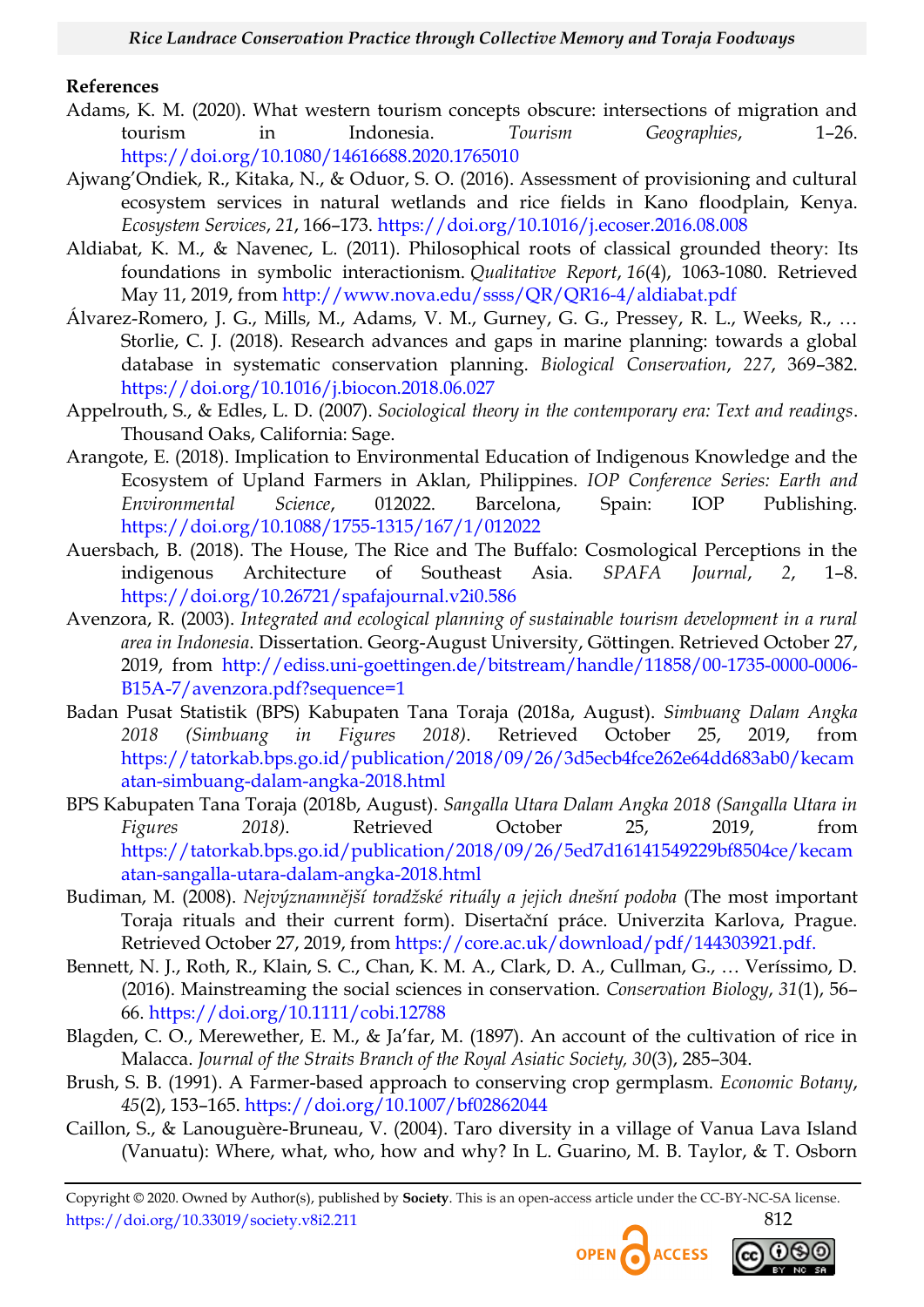## References

Adams, K. M. (2020). What western tourism concepts obscure: intersections of migration and tourism in Indonesia. *Tourism Geographies*, 1–26. https://doi.org/10.1080/14616688.2020.1765010

Ajwang'Ondiek, R., Kitaka, N., & Oduor, S. O. (2016). Assessment of provisioning and cultural ecosystem services in natural wetlands and rice fields in Kano floodplain, Kenya. *Ecosystem Services*, *21*, 166–173. https://doi.org/10.1016/j.ecoser.2016.08.008

Aldiabat, K. M., & Navenec, L. (2011). Philosophical roots of classical grounded theory: Its foundations in symbolic interactionism. *Qualitative Report*, *16*(4), 1063-1080. Retrieved May 11, 2019, from http://www.nova.edu/ssss/QR/QR16-4/aldiabat.pdf

Álvarez-Romero, J. G., Mills, M., Adams, V. M., Gurney, G. G., Pressey, R. L., Weeks, R., … Storlie, C. J. (2018). Research advances and gaps in marine planning: towards a global database in systematic conservation planning. *Biological Conservation*, *227*, 369–382. https://doi.org/10.1016/j.biocon.2018.06.027

Appelrouth, S., & Edles, L. D. (2007). *Sociological theory in the contemporary era: Text and readings*. Thousand Oaks, California: Sage.

Arangote, E. (2018). Implication to Environmental Education of Indigenous Knowledge and the Ecosystem of Upland Farmers in Aklan, Philippines. *IOP Conference Series: Earth and Environmental Science*, 012022. Barcelona, Spain: IOP Publishing. https://doi.org/10.1088/1755-1315/167/1/012022

Auersbach, B. (2018). The House, The Rice and The Buffalo: Cosmological Perceptions in the indigenous Architecture of Southeast Asia. *SPAFA Journal*, *2*, 1–8. https://doi.org/10.26721/spafajournal.v2i0.586

Avenzora, R. (2003). *Integrated and ecological planning of sustainable tourism development in a rural area in Indonesia*. Dissertation. Georg-August University, Göttingen. Retrieved October 27, 2019, from http://ediss.uni-goettingen.de/bitstream/handle/11858/00-1735-0000-0006-B15A-7/avenzora.pdf?sequence=1

Badan Pusat Statistik (BPS) Kabupaten Tana Toraja (2018a, August). *Simbuang Dalam Angka 2018 (Simbuang in Figures 2018)*. Retrieved October 25, 2019, from https://tatorkab.bps.go.id/publication/2018/09/26/3d5ecb4fce262e64dd683ab0/kecamatan-simbuang-dalam-angka-2018.html

BPS Kabupaten Tana Toraja (2018b, August). *Sangalla Utara Dalam Angka 2018 (Sangalla Utara in Figures 2018)*. Retrieved October 25, 2019, from https://tatorkab.bps.go.id/publication/2018/09/26/5ed7d16141549229bf8504ce/kecamatan-sangalla-utara-dalam-angka-2018.html

Budiman, M. (2008). *Nejvýznamnější toradžské rituály a jejich dnešní podoba* (The most important Toraja rituals and their current form). Disertační práce. Univerzita Karlova, Prague. Retrieved October 27, 2019, from https://core.ac.uk/download/pdf/144303921.pdf.

Bennett, N. J., Roth, R., Klain, S. C., Chan, K. M. A., Clark, D. A., Cullman, G., … Veríssimo, D. (2016). Mainstreaming the social sciences in conservation. *Conservation Biology*, *31*(1), 56–66. https://doi.org/10.1111/cobi.12788

Blagden, C. O., Merewether, E. M., & Ja'far, M. (1897). An account of the cultivation of rice in Malacca. *Journal of the Straits Branch of the Royal Asiatic Society, 30*(3), 285–304.

Brush, S. B. (1991). A Farmer-based approach to conserving crop germplasm. *Economic Botany*, *45*(2), 153–165. https://doi.org/10.1007/bf02862044

Caillon, S., & Lanouguère-Bruneau, V. (2004). Taro diversity in a village of Vanua Lava Island (Vanuatu): Where, what, who, how and why? In L. Guarino, M. B. Taylor, & T. Osborn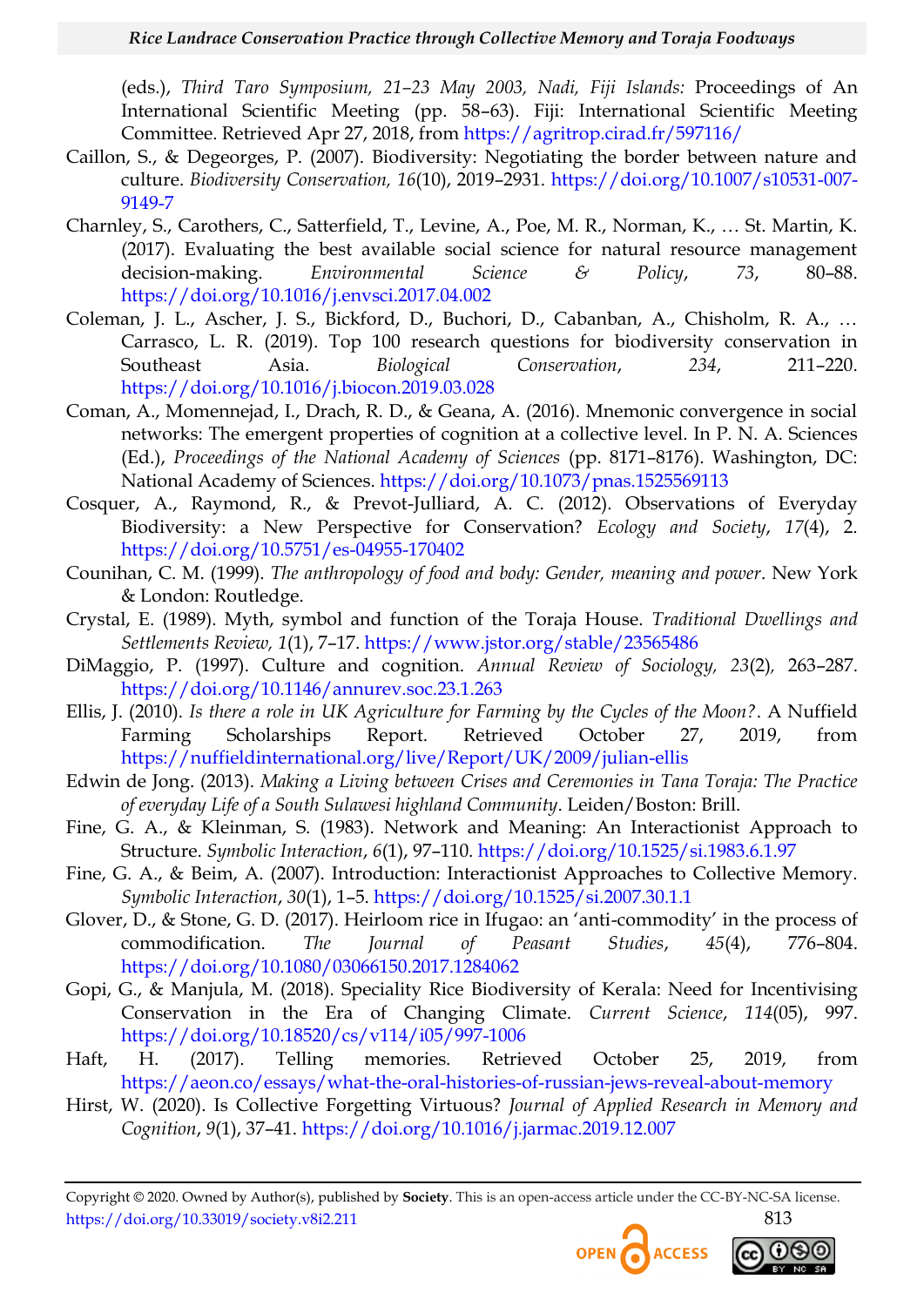(eds.), *Third Taro Symposium, 21–23 May 2003, Nadi, Fiji Islands:* Proceedings of An International Scientific Meeting (pp. 58–63). Fiji: International Scientific Meeting Committee. Retrieved Apr 27, 2018, from https://agritrop.cirad.fr/597116/

Caillon, S., & Degeorges, P. (2007). Biodiversity: Negotiating the border between nature and culture. *Biodiversity Conservation, 16*(10), 2019–2931. https://doi.org/10.1007/s10531-007-9149-7

Charnley, S., Carothers, C., Satterfield, T., Levine, A., Poe, M. R., Norman, K., … St. Martin, K. (2017). Evaluating the best available social science for natural resource management decision-making. *Environmental Science & Policy*, *73*, 80–88. https://doi.org/10.1016/j.envsci.2017.04.002

Coleman, J. L., Ascher, J. S., Bickford, D., Buchori, D., Cabanban, A., Chisholm, R. A., … Carrasco, L. R. (2019). Top 100 research questions for biodiversity conservation in Southeast Asia. *Biological Conservation*, *234*, 211–220. https://doi.org/10.1016/j.biocon.2019.03.028

Coman, A., Momennejad, I., Drach, R. D., & Geana, A. (2016). Mnemonic convergence in social networks: The emergent properties of cognition at a collective level. In P. N. A. Sciences (Ed.), *Proceedings of the National Academy of Sciences* (pp. 8171–8176). Washington, DC: National Academy of Sciences. https://doi.org/10.1073/pnas.1525569113

Cosquer, A., Raymond, R., & Prevot-Julliard, A. C. (2012). Observations of Everyday Biodiversity: a New Perspective for Conservation? *Ecology and Society*, *17*(4), 2. https://doi.org/10.5751/es-04955-170402

Counihan, C. M. (1999). *The anthropology of food and body: Gender, meaning and power*. New York & London: Routledge.

Crystal, E. (1989). Myth, symbol and function of the Toraja House. *Traditional Dwellings and Settlements Review, 1*(1), 7–17. https://www.jstor.org/stable/23565486

DiMaggio, P. (1997). Culture and cognition. *Annual Review of Sociology, 23*(2), 263–287. https://doi.org/10.1146/annurev.soc.23.1.263

Ellis, J. (2010). *Is there a role in UK Agriculture for Farming by the Cycles of the Moon?*. A Nuffield Farming Scholarships Report. Retrieved October 27, 2019, from https://nuffieldinternational.org/live/Report/UK/2009/julian-ellis

Edwin de Jong. (2013). *Making a Living between Crises and Ceremonies in Tana Toraja: The Practice of everyday Life of a South Sulawesi highland Community*. Leiden/Boston: Brill.

Fine, G. A., & Kleinman, S. (1983). Network and Meaning: An Interactionist Approach to Structure. *Symbolic Interaction*, *6*(1), 97–110. https://doi.org/10.1525/si.1983.6.1.97

Fine, G. A., & Beim, A. (2007). Introduction: Interactionist Approaches to Collective Memory. *Symbolic Interaction*, *30*(1), 1–5. https://doi.org/10.1525/si.2007.30.1.1

Glover, D., & Stone, G. D. (2017). Heirloom rice in Ifugao: an 'anti-commodity' in the process of commodification. *The Journal of Peasant Studies*, *45*(4), 776–804. https://doi.org/10.1080/03066150.2017.1284062

Gopi, G., & Manjula, M. (2018). Speciality Rice Biodiversity of Kerala: Need for Incentivising Conservation in the Era of Changing Climate. *Current Science*, *114*(05), 997. https://doi.org/10.18520/cs/v114/i05/997-1006

Haft, H. (2017). Telling memories. Retrieved October 25, 2019, from https://aeon.co/essays/what-the-oral-histories-of-russian-jews-reveal-about-memory

Hirst, W. (2020). Is Collective Forgetting Virtuous? *Journal of Applied Research in Memory and Cognition*, *9*(1), 37–41. https://doi.org/10.1016/j.jarmac.2019.12.007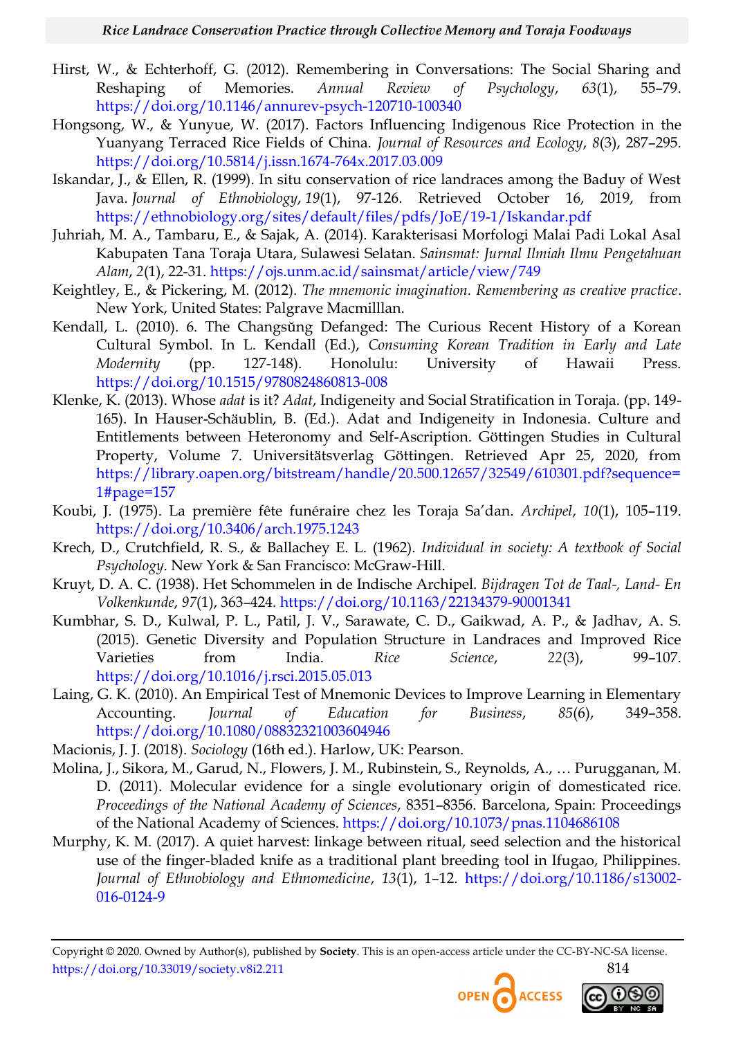Hirst, W., & Echterhoff, G. (2012). Remembering in Conversations: The Social Sharing and Reshaping of Memories. *Annual Review of Psychology*, *63*(1), 55–79. https://doi.org/10.1146/annurev-psych-120710-100340

Hongsong, W., & Yunyue, W. (2017). Factors Influencing Indigenous Rice Protection in the Yuanyang Terraced Rice Fields of China. *Journal of Resources and Ecology*, *8*(3), 287–295. https://doi.org/10.5814/j.issn.1674-764x.2017.03.009

Iskandar, J., & Ellen, R. (1999). In situ conservation of rice landraces among the Baduy of West Java. *Journal of Ethnobiology*, *19*(1), 97-126. Retrieved October 16, 2019, from https://ethnobiology.org/sites/default/files/pdfs/JoE/19-1/Iskandar.pdf

Juhriah, M. A., Tambaru, E., & Sajak, A. (2014). Karakterisasi Morfologi Malai Padi Lokal Asal Kabupaten Tana Toraja Utara, Sulawesi Selatan. *Sainsmat: Jurnal Ilmiah Ilmu Pengetahuan Alam*, *2*(1), 22-31. https://ojs.unm.ac.id/sainsmat/article/view/749

Keightley, E., & Pickering, M. (2012). *The mnemonic imagination. Remembering as creative practice*. New York, United States: Palgrave Macmilllan.

Kendall, L. (2010). 6. The Changsŭng Defanged: The Curious Recent History of a Korean Cultural Symbol. In L. Kendall (Ed.), *Consuming Korean Tradition in Early and Late Modernity* (pp. 127-148). Honolulu: University of Hawaii Press. https://doi.org/10.1515/9780824860813-008

Klenke, K. (2013). Whose *adat* is it? *Adat*, Indigeneity and Social Stratification in Toraja. (pp. 149-165). In Hauser-Schäublin, B. (Ed.). Adat and Indigeneity in Indonesia. Culture and Entitlements between Heteronomy and Self-Ascription. Göttingen Studies in Cultural Property, Volume 7. Universitätsverlag Göttingen. Retrieved Apr 25, 2020, from https://library.oapen.org/bitstream/handle/20.500.12657/32549/610301.pdf?sequence=1#page=157

Koubi, J. (1975). La première fête funéraire chez les Toraja Sa'dan. *Archipel*, *10*(1), 105–119. https://doi.org/10.3406/arch.1975.1243

Krech, D., Crutchfield, R. S., & Ballachey E. L. (1962). *Individual in society: A textbook of Social Psychology*. New York & San Francisco: McGraw-Hill.

Kruyt, D. A. C. (1938). Het Schommelen in de Indische Archipel. *Bijdragen Tot de Taal-, Land- En Volkenkunde*, *97*(1), 363–424. https://doi.org/10.1163/22134379-90001341

Kumbhar, S. D., Kulwal, P. L., Patil, J. V., Sarawate, C. D., Gaikwad, A. P., & Jadhav, A. S. (2015). Genetic Diversity and Population Structure in Landraces and Improved Rice Varieties from India. *Rice Science*, *22*(3), 99–107. https://doi.org/10.1016/j.rsci.2015.05.013

Laing, G. K. (2010). An Empirical Test of Mnemonic Devices to Improve Learning in Elementary Accounting. *Journal of Education for Business*, *85*(6), 349–358. https://doi.org/10.1080/08832321003604946

Macionis, J. J. (2018). *Sociology* (16th ed.). Harlow, UK: Pearson.

Molina, J., Sikora, M., Garud, N., Flowers, J. M., Rubinstein, S., Reynolds, A., … Purugganan, M. D. (2011). Molecular evidence for a single evolutionary origin of domesticated rice. *Proceedings of the National Academy of Sciences*, 8351–8356. Barcelona, Spain: Proceedings of the National Academy of Sciences. https://doi.org/10.1073/pnas.1104686108

Murphy, K. M. (2017). A quiet harvest: linkage between ritual, seed selection and the historical use of the finger-bladed knife as a traditional plant breeding tool in Ifugao, Philippines. *Journal of Ethnobiology and Ethnomedicine*, *13*(1), 1–12. https://doi.org/10.1186/s13002-016-0124-9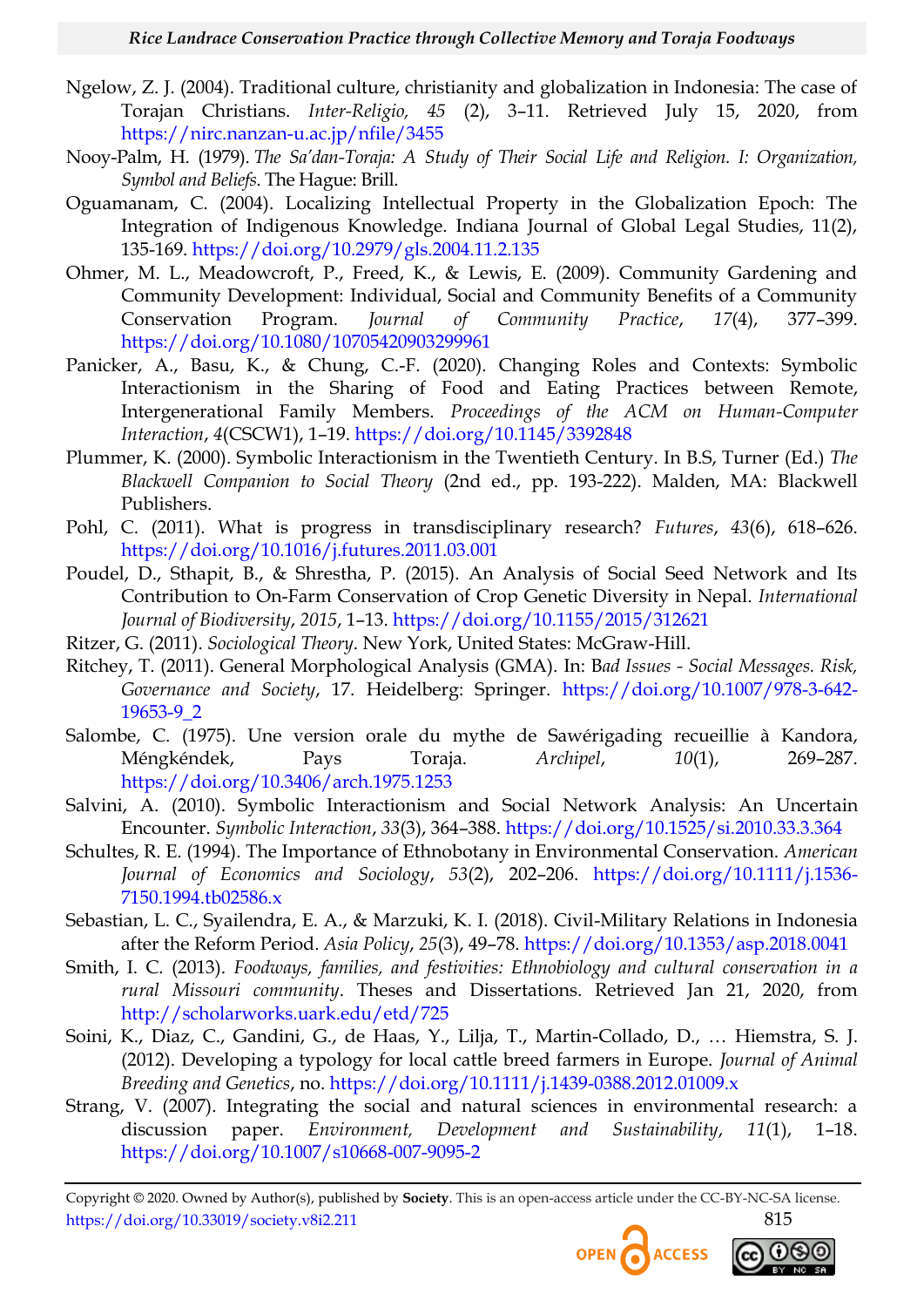Ngelow, Z. J. (2004). Traditional culture, christianity and globalization in Indonesia: The case of Torajan Christians. *Inter-Religio, 45* (2), 3–11. Retrieved July 15, 2020, from https://nirc.nanzan-u.ac.jp/nfile/3455

Nooy-Palm, H. (1979). *The Sa'dan-Toraja: A Study of Their Social Life and Religion. I: Organization, Symbol and Beliefs*. The Hague: Brill.

Oguamanam, C. (2004). Localizing Intellectual Property in the Globalization Epoch: The Integration of Indigenous Knowledge. Indiana Journal of Global Legal Studies, 11(2), 135-169. https://doi.org/10.2979/gls.2004.11.2.135

Ohmer, M. L., Meadowcroft, P., Freed, K., & Lewis, E. (2009). Community Gardening and Community Development: Individual, Social and Community Benefits of a Community Conservation Program. *Journal of Community Practice*, *17*(4), 377–399. https://doi.org/10.1080/10705420903299961

Panicker, A., Basu, K., & Chung, C.-F. (2020). Changing Roles and Contexts: Symbolic Interactionism in the Sharing of Food and Eating Practices between Remote, Intergenerational Family Members. *Proceedings of the ACM on Human-Computer Interaction*, *4*(CSCW1), 1–19. https://doi.org/10.1145/3392848

Plummer, K. (2000). Symbolic Interactionism in the Twentieth Century. In B.S, Turner (Ed.) *The Blackwell Companion to Social Theory* (2nd ed., pp. 193-222). Malden, MA: Blackwell Publishers.

Pohl, C. (2011). What is progress in transdisciplinary research? *Futures*, *43*(6), 618–626. https://doi.org/10.1016/j.futures.2011.03.001

Poudel, D., Sthapit, B., & Shrestha, P. (2015). An Analysis of Social Seed Network and Its Contribution to On-Farm Conservation of Crop Genetic Diversity in Nepal. *International Journal of Biodiversity*, *2015*, 1–13. https://doi.org/10.1155/2015/312621

Ritzer, G. (2011). *Sociological Theory*. New York, United States: McGraw-Hill.

Ritchey, T. (2011). General Morphological Analysis (GMA). In: B*ad Issues - Social Messages. Risk, Governance and Society*, 17. Heidelberg: Springer. https://doi.org/10.1007/978-3-642-19653-9_2

Salombe, C. (1975). Une version orale du mythe de Sawérigading recueillie à Kandora, Méngkéndek, Pays Toraja. *Archipel*, *10*(1), 269–287. https://doi.org/10.3406/arch.1975.1253

Salvini, A. (2010). Symbolic Interactionism and Social Network Analysis: An Uncertain Encounter. *Symbolic Interaction*, *33*(3), 364–388. https://doi.org/10.1525/si.2010.33.3.364

Schultes, R. E. (1994). The Importance of Ethnobotany in Environmental Conservation. *American Journal of Economics and Sociology*, *53*(2), 202–206. https://doi.org/10.1111/j.1536-7150.1994.tb02586.x

Sebastian, L. C., Syailendra, E. A., & Marzuki, K. I. (2018). Civil-Military Relations in Indonesia after the Reform Period. *Asia Policy*, *25*(3), 49–78. https://doi.org/10.1353/asp.2018.0041

Smith, I. C. (2013). *Foodways, families, and festivities: Ethnobiology and cultural conservation in a rural Missouri community*. Theses and Dissertations. Retrieved Jan 21, 2020, from http://scholarworks.uark.edu/etd/725

Soini, K., Diaz, C., Gandini, G., de Haas, Y., Lilja, T., Martin-Collado, D., … Hiemstra, S. J. (2012). Developing a typology for local cattle breed farmers in Europe. *Journal of Animal Breeding and Genetics*, no. https://doi.org/10.1111/j.1439-0388.2012.01009.x

Strang, V. (2007). Integrating the social and natural sciences in environmental research: a discussion paper. *Environment, Development and Sustainability*, *11*(1), 1–18. https://doi.org/10.1007/s10668-007-9095-2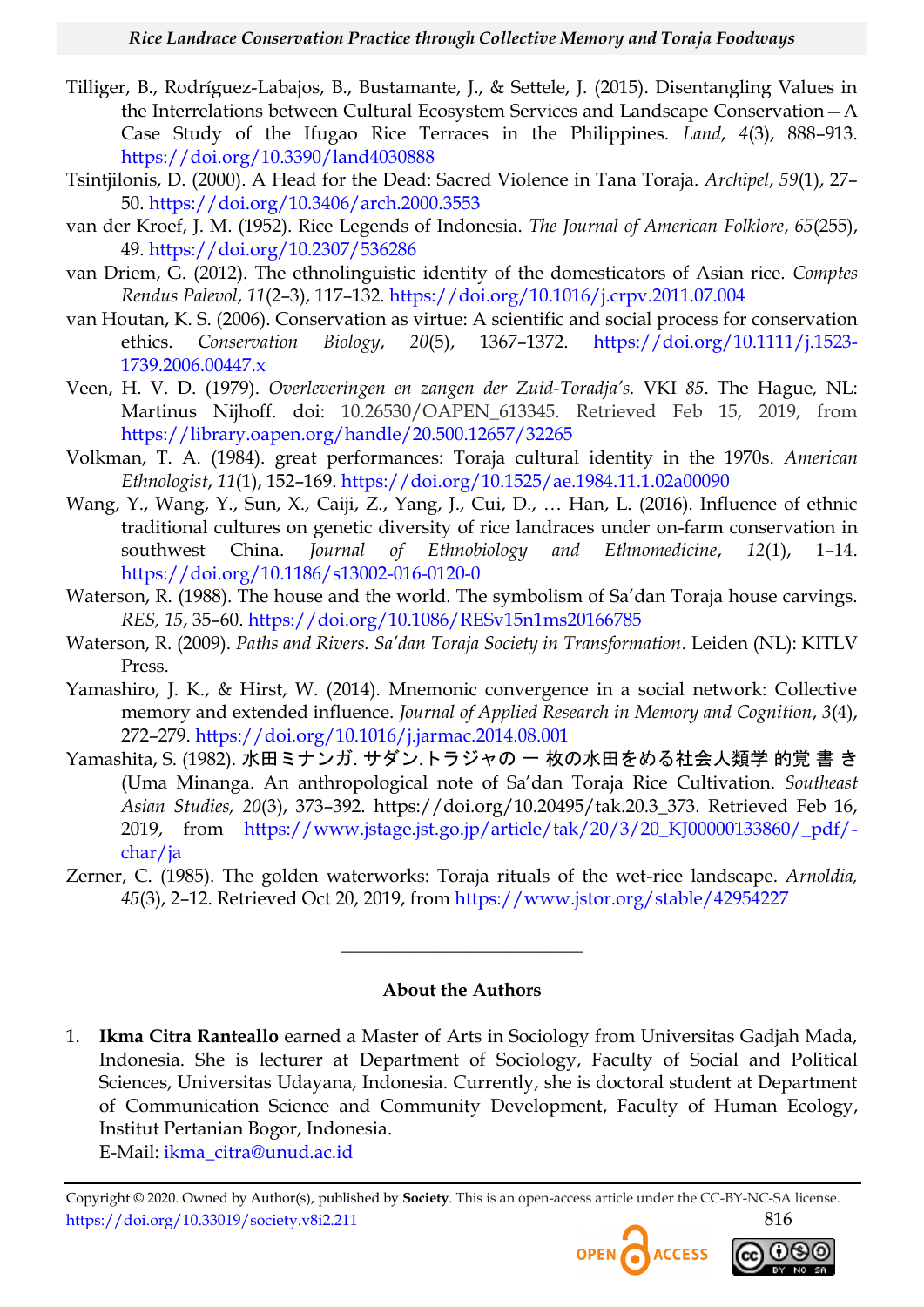Tilliger, B., Rodríguez-Labajos, B., Bustamante, J., & Settele, J. (2015). Disentangling Values in the Interrelations between Cultural Ecosystem Services and Landscape Conservation—A Case Study of the Ifugao Rice Terraces in the Philippines. *Land*, *4*(3), 888–913. https://doi.org/10.3390/land4030888

Tsintjilonis, D. (2000). A Head for the Dead: Sacred Violence in Tana Toraja. *Archipel*, *59*(1), 27–50. https://doi.org/10.3406/arch.2000.3553

van der Kroef, J. M. (1952). Rice Legends of Indonesia. *The Journal of American Folklore*, *65*(255), 49. https://doi.org/10.2307/536286

van Driem, G. (2012). The ethnolinguistic identity of the domesticators of Asian rice. *Comptes Rendus Palevol*, *11*(2–3), 117–132. https://doi.org/10.1016/j.crpv.2011.07.004

van Houtan, K. S. (2006). Conservation as virtue: A scientific and social process for conservation ethics. *Conservation Biology*, *20*(5), 1367–1372. https://doi.org/10.1111/j.1523-1739.2006.00447.x

Veen, H. V. D. (1979). *Overleveringen en zangen der Zuid-Toradja's*. VKI *85*. The Hague, NL: Martinus Nijhoff. doi: 10.26530/OAPEN_613345. Retrieved Feb 15, 2019, from https://library.oapen.org/handle/20.500.12657/32265

Volkman, T. A. (1984). great performances: Toraja cultural identity in the 1970s. *American Ethnologist*, *11*(1), 152–169. https://doi.org/10.1525/ae.1984.11.1.02a00090

Wang, Y., Wang, Y., Sun, X., Caiji, Z., Yang, J., Cui, D., … Han, L. (2016). Influence of ethnic traditional cultures on genetic diversity of rice landraces under on-farm conservation in southwest China. *Journal of Ethnobiology and Ethnomedicine*, *12*(1), 1–14. https://doi.org/10.1186/s13002-016-0120-0

Waterson, R. (1988). The house and the world. The symbolism of Sa'dan Toraja house carvings. *RES, 15*, 35–60. https://doi.org/10.1086/RESv15n1ms20166785

Waterson, R. (2009). *Paths and Rivers. Sa'dan Toraja Society in Transformation*. Leiden (NL): KITLV Press.

Yamashiro, J. K., & Hirst, W. (2014). Mnemonic convergence in a social network: Collective memory and extended influence. *Journal of Applied Research in Memory and Cognition*, *3*(4), 272–279. https://doi.org/10.1016/j.jarmac.2014.08.001

Yamashita, S. (1982). 水田ミナンガ. サダン.トラジャの 一 枚の水田をめる社会人類学 的覚 書 き (Uma Minanga. An anthropological note of Sa'dan Toraja Rice Cultivation. *Southeast Asian Studies, 20*(3), 373–392. https://doi.org/10.20495/tak.20.3_373. Retrieved Feb 16, 2019, from https://www.jstage.jst.go.jp/article/tak/20/3/20_KJ00000133860/_pdf/-char/ja

Zerner, C. (1985). The golden waterworks: Toraja rituals of the wet-rice landscape. *Arnoldia, 45*(3), 2–12. Retrieved Oct 20, 2019, from https://www.jstor.org/stable/42954227

---

## About the Authors

1. **Ikma Citra Ranteallo** earned a Master of Arts in Sociology from Universitas Gadjah Mada, Indonesia. She is lecturer at Department of Sociology, Faculty of Social and Political Sciences, Universitas Udayana, Indonesia. Currently, she is doctoral student at Department of Communication Science and Community Development, Faculty of Human Ecology, Institut Pertanian Bogor, Indonesia.
   E-Mail: ikma_citra@unud.ac.id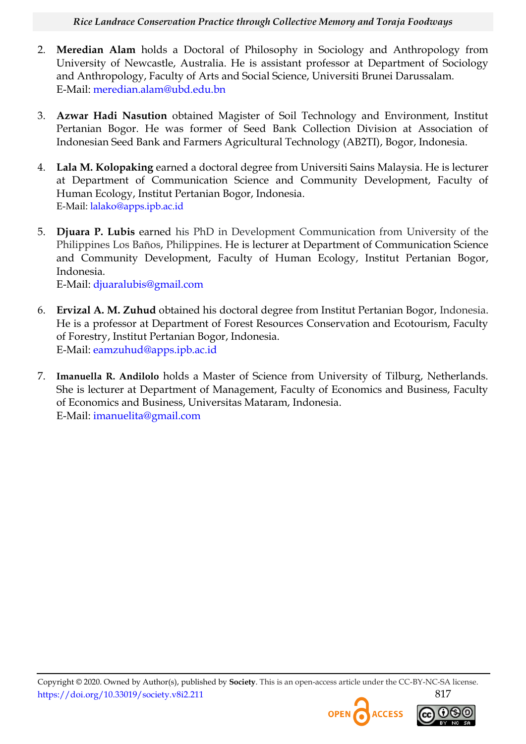2. **Meredian Alam** holds a Doctoral of Philosophy in Sociology and Anthropology from University of Newcastle, Australia. He is assistant professor at Department of Sociology and Anthropology, Faculty of Arts and Social Science, Universiti Brunei Darussalam.
   E-Mail: meredian.alam@ubd.edu.bn

3. **Azwar Hadi Nasution** obtained Magister of Soil Technology and Environment, Institut Pertanian Bogor. He was former of Seed Bank Collection Division at Association of Indonesian Seed Bank and Farmers Agricultural Technology (AB2TI), Bogor, Indonesia.

4. **Lala M. Kolopaking** earned a doctoral degree from Universiti Sains Malaysia. He is lecturer at Department of Communication Science and Community Development, Faculty of Human Ecology, Institut Pertanian Bogor, Indonesia.
   E-Mail: lalako@apps.ipb.ac.id

5. **Djuara P. Lubis** earned his PhD in Development Communication from University of the Philippines Los Baños, Philippines. He is lecturer at Department of Communication Science and Community Development, Faculty of Human Ecology, Institut Pertanian Bogor, Indonesia.
   E-Mail: djuaralubis@gmail.com

6. **Ervizal A. M. Zuhud** obtained his doctoral degree from Institut Pertanian Bogor, Indonesia. He is a professor at Department of Forest Resources Conservation and Ecotourism, Faculty of Forestry, Institut Pertanian Bogor, Indonesia.
   E-Mail: eamzuhud@apps.ipb.ac.id

7. **Imanuella R. Andilolo** holds a Master of Science from University of Tilburg, Netherlands. She is lecturer at Department of Management, Faculty of Economics and Business, Faculty of Economics and Business, Universitas Mataram, Indonesia.
   E-Mail: imanuelita@gmail.com